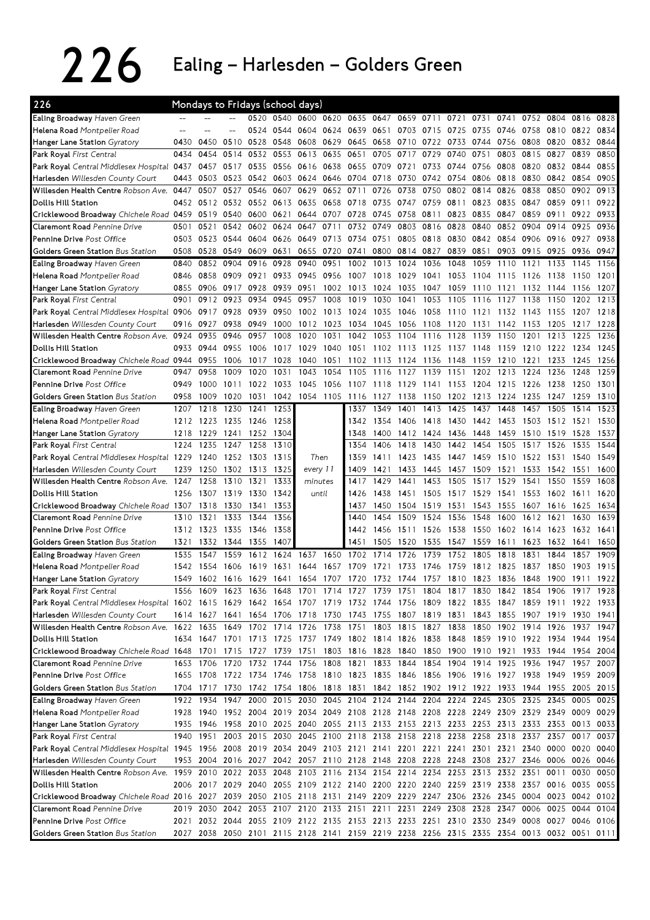# 226 Ealing – Harlesden – Golders Green

| 226 | Mondays to Fridays (school days) | | | | | | | | | | | | | | | | | |
|---|---|---|---|---|---|---|---|---|---|---|---|---|---|---|---|---|---|---|
| Ealing Broadway *Haven Green* | -- | -- | -- | 0520 | 0540 | 0600 | 0620 | 0635 | 0647 | 0659 | 0711 | 0721 | 0731 | 0741 | 0752 | 0804 | 0816 | 0828 |
| Helena Road *Montpelier Road* | -- | -- | -- | 0524 | 0544 | 0604 | 0624 | 0639 | 0651 | 0703 | 0715 | 0725 | 0735 | 0746 | 0758 | 0810 | 0822 | 0834 |
| Hanger Lane Station *Gyratory* | 0430 | 0450 | 0510 | 0528 | 0548 | 0608 | 0629 | 0645 | 0658 | 0710 | 0722 | 0733 | 0744 | 0756 | 0808 | 0820 | 0832 | 0844 |
| Park Royal *First Central* | 0434 | 0454 | 0514 | 0532 | 0553 | 0613 | 0635 | 0651 | 0705 | 0717 | 0729 | 0740 | 0751 | 0803 | 0815 | 0827 | 0839 | 0850 |
| Park Royal *Central Middlesex Hospital* | 0437 | 0457 | 0517 | 0535 | 0556 | 0616 | 0638 | 0655 | 0709 | 0721 | 0733 | 0744 | 0756 | 0808 | 0820 | 0832 | 0844 | 0855 |
| Harlesden *Willesden County Court* | 0443 | 0503 | 0523 | 0542 | 0603 | 0624 | 0646 | 0704 | 0718 | 0730 | 0742 | 0754 | 0806 | 0818 | 0830 | 0842 | 0854 | 0905 |
| Willesden Health Centre *Robson Ave.* | 0447 | 0507 | 0527 | 0546 | 0607 | 0629 | 0652 | 0711 | 0726 | 0738 | 0750 | 0802 | 0814 | 0826 | 0838 | 0850 | 0902 | 0913 |
| Dollis Hill Station | 0452 | 0512 | 0532 | 0552 | 0613 | 0635 | 0658 | 0718 | 0735 | 0747 | 0759 | 0811 | 0823 | 0835 | 0847 | 0859 | 0911 | 0922 |
| Cricklewood Broadway *Chichele Road* | 0459 | 0519 | 0540 | 0600 | 0621 | 0644 | 0707 | 0728 | 0745 | 0758 | 0811 | 0823 | 0835 | 0847 | 0859 | 0911 | 0922 | 0933 |
| Claremont Road *Pennine Drive* | 0501 | 0521 | 0542 | 0602 | 0624 | 0647 | 0711 | 0732 | 0749 | 0803 | 0816 | 0828 | 0840 | 0852 | 0904 | 0914 | 0925 | 0936 |
| Pennine Drive *Post Office* | 0503 | 0523 | 0544 | 0604 | 0626 | 0649 | 0713 | 0734 | 0751 | 0805 | 0818 | 0830 | 0842 | 0854 | 0906 | 0916 | 0927 | 0938 |
| Golders Green Station *Bus Station* | 0508 | 0528 | 0549 | 0609 | 0631 | 0655 | 0720 | 0741 | 0800 | 0814 | 0827 | 0839 | 0851 | 0903 | 0915 | 0925 | 0936 | 0947 |
| Ealing Broadway *Haven Green* | 0840 | 0852 | 0904 | 0916 | 0928 | 0940 | 0951 | 1002 | 1013 | 1024 | 1036 | 1048 | 1059 | 1110 | 1121 | 1133 | 1145 | 1156 |
| Helena Road *Montpelier Road* | 0846 | 0858 | 0909 | 0921 | 0933 | 0945 | 0956 | 1007 | 1018 | 1029 | 1041 | 1053 | 1104 | 1115 | 1126 | 1138 | 1150 | 1201 |
| Hanger Lane Station *Gyratory* | 0855 | 0906 | 0917 | 0928 | 0939 | 0951 | 1002 | 1013 | 1024 | 1035 | 1047 | 1059 | 1110 | 1121 | 1132 | 1144 | 1156 | 1207 |
| Park Royal *First Central* | 0901 | 0912 | 0923 | 0934 | 0945 | 0957 | 1008 | 1019 | 1030 | 1041 | 1053 | 1105 | 1116 | 1127 | 1138 | 1150 | 1202 | 1213 |
| Park Royal *Central Middlesex Hospital* | 0906 | 0917 | 0928 | 0939 | 0950 | 1002 | 1013 | 1024 | 1035 | 1046 | 1058 | 1110 | 1121 | 1132 | 1143 | 1155 | 1207 | 1218 |
| Harlesden *Willesden County Court* | 0916 | 0927 | 0938 | 0949 | 1000 | 1012 | 1023 | 1034 | 1045 | 1056 | 1108 | 1120 | 1131 | 1142 | 1153 | 1205 | 1217 | 1228 |
| Willesden Health Centre *Robson Ave.* | 0924 | 0935 | 0946 | 0957 | 1008 | 1020 | 1031 | 1042 | 1053 | 1104 | 1116 | 1128 | 1139 | 1150 | 1201 | 1213 | 1225 | 1236 |
| Dollis Hill Station | 0933 | 0944 | 0955 | 1006 | 1017 | 1029 | 1040 | 1051 | 1102 | 1113 | 1125 | 1137 | 1148 | 1159 | 1210 | 1222 | 1234 | 1245 |
| Cricklewood Broadway *Chichele Road* | 0944 | 0955 | 1006 | 1017 | 1028 | 1040 | 1051 | 1102 | 1113 | 1124 | 1136 | 1148 | 1159 | 1210 | 1221 | 1233 | 1245 | 1256 |
| Claremont Road *Pennine Drive* | 0947 | 0958 | 1009 | 1020 | 1031 | 1043 | 1054 | 1105 | 1116 | 1127 | 1139 | 1151 | 1202 | 1213 | 1224 | 1236 | 1248 | 1259 |
| Pennine Drive *Post Office* | 0949 | 1000 | 1011 | 1022 | 1033 | 1045 | 1056 | 1107 | 1118 | 1129 | 1141 | 1153 | 1204 | 1215 | 1226 | 1238 | 1250 | 1301 |
| Golders Green Station *Bus Station* | 0958 | 1009 | 1020 | 1031 | 1042 | 1054 | 1105 | 1116 | 1127 | 1138 | 1150 | 1202 | 1213 | 1224 | 1235 | 1247 | 1259 | 1310 |
| Ealing Broadway *Haven Green* | 1207 | 1218 | 1230 | 1241 | 1253 | | | 1337 | 1349 | 1401 | 1413 | 1425 | 1437 | 1448 | 1457 | 1505 | 1514 | 1523 |
| Helena Road *Montpelier Road* | 1212 | 1223 | 1235 | 1246 | 1258 | | | 1342 | 1354 | 1406 | 1418 | 1430 | 1442 | 1453 | 1503 | 1512 | 1521 | 1530 |
| Hanger Lane Station *Gyratory* | 1218 | 1229 | 1241 | 1252 | 1304 | | | 1348 | 1400 | 1412 | 1424 | 1436 | 1448 | 1459 | 1510 | 1519 | 1528 | 1537 |
| Park Royal *First Central* | 1224 | 1235 | 1247 | 1258 | 1310 | | | 1354 | 1406 | 1418 | 1430 | 1442 | 1454 | 1505 | 1517 | 1526 | 1535 | 1544 |
| Park Royal *Central Middlesex Hospital* | 1229 | 1240 | 1252 | 1303 | 1315 | Then | | 1359 | 1411 | 1423 | 1435 | 1447 | 1459 | 1510 | 1522 | 1531 | 1540 | 1549 |
| Harlesden *Willesden County Court* | 1239 | 1250 | 1302 | 1313 | 1325 | every 11 | | 1409 | 1421 | 1433 | 1445 | 1457 | 1509 | 1521 | 1533 | 1542 | 1551 | 1600 |
| Willesden Health Centre *Robson Ave.* | 1247 | 1258 | 1310 | 1321 | 1333 | minutes | | 1417 | 1429 | 1441 | 1453 | 1505 | 1517 | 1529 | 1541 | 1550 | 1559 | 1608 |
| Dollis Hill Station | 1256 | 1307 | 1319 | 1330 | 1342 | until | | 1426 | 1438 | 1451 | 1505 | 1517 | 1529 | 1541 | 1553 | 1602 | 1611 | 1620 |
| Cricklewood Broadway *Chichele Road* | 1307 | 1318 | 1330 | 1341 | 1353 | | | 1437 | 1450 | 1504 | 1519 | 1531 | 1543 | 1555 | 1607 | 1616 | 1625 | 1634 |
| Claremont Road *Pennine Drive* | 1310 | 1321 | 1333 | 1344 | 1356 | | | 1440 | 1454 | 1509 | 1524 | 1536 | 1548 | 1600 | 1612 | 1621 | 1630 | 1639 |
| Pennine Drive *Post Office* | 1312 | 1323 | 1335 | 1346 | 1358 | | | 1442 | 1456 | 1511 | 1526 | 1538 | 1550 | 1602 | 1614 | 1623 | 1632 | 1641 |
| Golders Green Station *Bus Station* | 1321 | 1332 | 1344 | 1355 | 1407 | | | 1451 | 1505 | 1520 | 1535 | 1547 | 1559 | 1611 | 1623 | 1632 | 1641 | 1650 |
| Ealing Broadway *Haven Green* | 1535 | 1547 | 1559 | 1612 | 1624 | 1637 | 1650 | 1702 | 1714 | 1726 | 1739 | 1752 | 1805 | 1818 | 1831 | 1844 | 1857 | 1909 |
| Helena Road *Montpelier Road* | 1542 | 1554 | 1606 | 1619 | 1631 | 1644 | 1657 | 1709 | 1721 | 1733 | 1746 | 1759 | 1812 | 1825 | 1837 | 1850 | 1903 | 1915 |
| Hanger Lane Station *Gyratory* | 1549 | 1602 | 1616 | 1629 | 1641 | 1654 | 1707 | 1720 | 1732 | 1744 | 1757 | 1810 | 1823 | 1836 | 1848 | 1900 | 1911 | 1922 |
| Park Royal *First Central* | 1556 | 1609 | 1623 | 1636 | 1648 | 1701 | 1714 | 1727 | 1739 | 1751 | 1804 | 1817 | 1830 | 1842 | 1854 | 1906 | 1917 | 1928 |
| Park Royal *Central Middlesex Hospital* | 1602 | 1615 | 1629 | 1642 | 1654 | 1707 | 1719 | 1732 | 1744 | 1756 | 1809 | 1822 | 1835 | 1847 | 1859 | 1911 | 1922 | 1933 |
| Harlesden *Willesden County Court* | 1614 | 1627 | 1641 | 1654 | 1706 | 1718 | 1730 | 1743 | 1755 | 1807 | 1819 | 1831 | 1843 | 1855 | 1907 | 1919 | 1930 | 1941 |
| Willesden Health Centre *Robson Ave.* | 1622 | 1635 | 1649 | 1702 | 1714 | 1726 | 1738 | 1751 | 1803 | 1815 | 1827 | 1838 | 1850 | 1902 | 1914 | 1926 | 1937 | 1947 |
| Dollis Hill Station | 1634 | 1647 | 1701 | 1713 | 1725 | 1737 | 1749 | 1802 | 1814 | 1826 | 1838 | 1848 | 1859 | 1910 | 1922 | 1934 | 1944 | 1954 |
| Cricklewood Broadway *Chichele Road* | 1648 | 1701 | 1715 | 1727 | 1739 | 1751 | 1803 | 1816 | 1828 | 1840 | 1850 | 1900 | 1910 | 1921 | 1933 | 1944 | 1954 | 2004 |
| Claremont Road *Pennine Drive* | 1653 | 1706 | 1720 | 1732 | 1744 | 1756 | 1808 | 1821 | 1833 | 1844 | 1854 | 1904 | 1914 | 1925 | 1936 | 1947 | 1957 | 2007 |
| Pennine Drive *Post Office* | 1655 | 1708 | 1722 | 1734 | 1746 | 1758 | 1810 | 1823 | 1835 | 1846 | 1856 | 1906 | 1916 | 1927 | 1938 | 1949 | 1959 | 2009 |
| Golders Green Station *Bus Station* | 1704 | 1717 | 1730 | 1742 | 1754 | 1806 | 1818 | 1831 | 1842 | 1852 | 1902 | 1912 | 1922 | 1933 | 1944 | 1955 | 2005 | 2015 |
| Ealing Broadway *Haven Green* | 1922 | 1934 | 1947 | 2000 | 2015 | 2030 | 2045 | 2104 | 2124 | 2144 | 2204 | 2224 | 2245 | 2305 | 2325 | 2345 | 0005 | 0025 |
| Helena Road *Montpelier Road* | 1928 | 1940 | 1952 | 2004 | 2019 | 2034 | 2049 | 2108 | 2128 | 2148 | 2208 | 2228 | 2249 | 2309 | 2329 | 2349 | 0009 | 0029 |
| Hanger Lane Station *Gyratory* | 1935 | 1946 | 1958 | 2010 | 2025 | 2040 | 2055 | 2113 | 2133 | 2153 | 2213 | 2233 | 2253 | 2313 | 2333 | 2353 | 0013 | 0033 |
| Park Royal *First Central* | 1940 | 1951 | 2003 | 2015 | 2030 | 2045 | 2100 | 2118 | 2138 | 2158 | 2218 | 2238 | 2258 | 2318 | 2337 | 2357 | 0017 | 0037 |
| Park Royal *Central Middlesex Hospital* | 1945 | 1956 | 2008 | 2019 | 2034 | 2049 | 2103 | 2121 | 2141 | 2201 | 2221 | 2241 | 2301 | 2321 | 2340 | 0000 | 0020 | 0040 |
| Harlesden *Willesden County Court* | 1953 | 2004 | 2016 | 2027 | 2042 | 2057 | 2110 | 2128 | 2148 | 2208 | 2228 | 2248 | 2308 | 2327 | 2346 | 0006 | 0026 | 0046 |
| Willesden Health Centre *Robson Ave.* | 1959 | 2010 | 2022 | 2033 | 2048 | 2103 | 2116 | 2134 | 2154 | 2214 | 2234 | 2253 | 2313 | 2332 | 2351 | 0011 | 0030 | 0050 |
| Dollis Hill Station | 2006 | 2017 | 2029 | 2040 | 2055 | 2109 | 2122 | 2140 | 2200 | 2220 | 2240 | 2259 | 2319 | 2338 | 2357 | 0016 | 0035 | 0055 |
| Cricklewood Broadway *Chichele Road* | 2016 | 2027 | 2039 | 2050 | 2105 | 2118 | 2131 | 2149 | 2209 | 2229 | 2247 | 2306 | 2326 | 2345 | 0004 | 0023 | 0042 | 0102 |
| Claremont Road *Pennine Drive* | 2019 | 2030 | 2042 | 2053 | 2107 | 2120 | 2133 | 2151 | 2211 | 2231 | 2249 | 2308 | 2328 | 2347 | 0006 | 0025 | 0044 | 0104 |
| Pennine Drive *Post Office* | 2021 | 2032 | 2044 | 2055 | 2109 | 2122 | 2135 | 2153 | 2213 | 2233 | 2251 | 2310 | 2330 | 2349 | 0008 | 0027 | 0046 | 0106 |
| Golders Green Station *Bus Station* | 2027 | 2038 | 2050 | 2101 | 2115 | 2128 | 2141 | 2159 | 2219 | 2238 | 2256 | 2315 | 2335 | 2354 | 0013 | 0032 | 0051 | 0111 |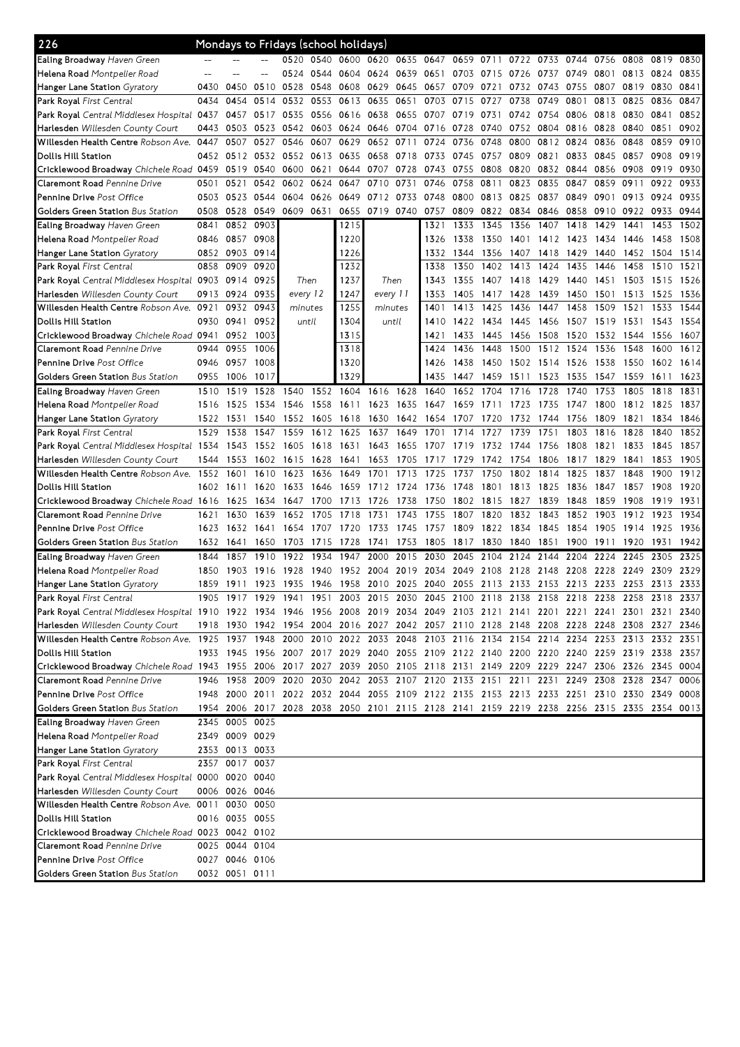## 226 Mondays to Fridays (school holidays)

| Stop | | | | | | | | | | | | | | | | | | |
|---|---|---|---|---|---|---|---|---|---|---|---|---|---|---|---|---|---|---|
| **Ealing Broadway** *Haven Green* | -- | -- | -- | 0520 | 0540 | 0600 | 0620 | 0635 | 0647 | 0659 | 0711 | 0722 | 0733 | 0744 | 0756 | 0808 | 0819 | 0830 |
| **Helena Road** *Montpelier Road* | -- | -- | -- | 0524 | 0544 | 0604 | 0624 | 0639 | 0651 | 0703 | 0715 | 0726 | 0737 | 0749 | 0801 | 0813 | 0824 | 0835 |
| **Hanger Lane Station** *Gyratory* | 0430 | 0450 | 0510 | 0528 | 0548 | 0608 | 0629 | 0645 | 0657 | 0709 | 0721 | 0732 | 0743 | 0755 | 0807 | 0819 | 0830 | 0841 |
| **Park Royal** *First Central* | 0434 | 0454 | 0514 | 0532 | 0553 | 0613 | 0635 | 0651 | 0703 | 0715 | 0727 | 0738 | 0749 | 0801 | 0813 | 0825 | 0836 | 0847 |
| **Park Royal** *Central Middlesex Hospital* | 0437 | 0457 | 0517 | 0535 | 0556 | 0616 | 0638 | 0655 | 0707 | 0719 | 0731 | 0742 | 0754 | 0806 | 0818 | 0830 | 0841 | 0852 |
| **Harlesden** *Willesden County Court* | 0443 | 0503 | 0523 | 0542 | 0603 | 0624 | 0646 | 0704 | 0716 | 0728 | 0740 | 0752 | 0804 | 0816 | 0828 | 0840 | 0851 | 0902 |
| **Willesden Health Centre** *Robson Ave.* | 0447 | 0507 | 0527 | 0546 | 0607 | 0629 | 0652 | 0711 | 0724 | 0736 | 0748 | 0800 | 0812 | 0824 | 0836 | 0848 | 0859 | 0910 |
| **Dollis Hill Station** | 0452 | 0512 | 0532 | 0552 | 0613 | 0635 | 0658 | 0718 | 0733 | 0745 | 0757 | 0809 | 0821 | 0833 | 0845 | 0857 | 0908 | 0919 |
| **Cricklewood Broadway** *Chichele Road* | 0459 | 0519 | 0540 | 0600 | 0621 | 0644 | 0707 | 0728 | 0743 | 0755 | 0808 | 0820 | 0832 | 0844 | 0856 | 0908 | 0919 | 0930 |
| **Claremont Road** *Pennine Drive* | 0501 | 0521 | 0542 | 0602 | 0624 | 0647 | 0710 | 0731 | 0746 | 0758 | 0811 | 0823 | 0835 | 0847 | 0859 | 0911 | 0922 | 0933 |
| **Pennine Drive** *Post Office* | 0503 | 0523 | 0544 | 0604 | 0626 | 0649 | 0712 | 0733 | 0748 | 0800 | 0813 | 0825 | 0837 | 0849 | 0901 | 0913 | 0924 | 0935 |
| **Golders Green Station** *Bus Station* | 0508 | 0528 | 0549 | 0609 | 0631 | 0655 | 0719 | 0740 | 0757 | 0809 | 0822 | 0834 | 0846 | 0858 | 0910 | 0922 | 0933 | 0944 |

| Stop | | | | | | | | | | | | | | | | | |
|---|---|---|---|---|---|---|---|---|---|---|---|---|---|---|---|---|---|
| **Ealing Broadway** *Haven Green* | 0841 | 0852 | 0903 | Then every 12 minutes until | 1215 | Then every 11 minutes until | 1321 | 1333 | 1345 | 1356 | 1407 | 1418 | 1429 | 1441 | 1453 | 1502 |
| **Helena Road** *Montpelier Road* | 0846 | 0857 | 0908 | | 1220 | | 1326 | 1338 | 1350 | 1401 | 1412 | 1423 | 1434 | 1446 | 1458 | 1508 |
| **Hanger Lane Station** *Gyratory* | 0852 | 0903 | 0914 | | 1226 | | 1332 | 1344 | 1356 | 1407 | 1418 | 1429 | 1440 | 1452 | 1504 | 1514 |
| **Park Royal** *First Central* | 0858 | 0909 | 0920 | | 1232 | | 1338 | 1350 | 1402 | 1413 | 1424 | 1435 | 1446 | 1458 | 1510 | 1521 |
| **Park Royal** *Central Middlesex Hospital* | 0903 | 0914 | 0925 | | 1237 | | 1343 | 1355 | 1407 | 1418 | 1429 | 1440 | 1451 | 1503 | 1515 | 1526 |
| **Harlesden** *Willesden County Court* | 0913 | 0924 | 0935 | | 1247 | | 1353 | 1405 | 1417 | 1428 | 1439 | 1450 | 1501 | 1513 | 1525 | 1536 |
| **Willesden Health Centre** *Robson Ave.* | 0921 | 0932 | 0943 | | 1255 | | 1401 | 1413 | 1425 | 1436 | 1447 | 1458 | 1509 | 1521 | 1533 | 1544 |
| **Dollis Hill Station** | 0930 | 0941 | 0952 | | 1304 | | 1410 | 1422 | 1434 | 1445 | 1456 | 1507 | 1519 | 1531 | 1543 | 1554 |
| **Cricklewood Broadway** *Chichele Road* | 0941 | 0952 | 1003 | | 1315 | | 1421 | 1433 | 1445 | 1456 | 1508 | 1520 | 1532 | 1544 | 1556 | 1607 |
| **Claremont Road** *Pennine Drive* | 0944 | 0955 | 1006 | | 1318 | | 1424 | 1436 | 1448 | 1500 | 1512 | 1524 | 1536 | 1548 | 1600 | 1612 |
| **Pennine Drive** *Post Office* | 0946 | 0957 | 1008 | | 1320 | | 1426 | 1438 | 1450 | 1502 | 1514 | 1526 | 1538 | 1550 | 1602 | 1614 |
| **Golders Green Station** *Bus Station* | 0955 | 1006 | 1017 | | 1329 | | 1435 | 1447 | 1459 | 1511 | 1523 | 1535 | 1547 | 1559 | 1611 | 1623 |

| Stop | | | | | | | | | | | | | | | | | | |
|---|---|---|---|---|---|---|---|---|---|---|---|---|---|---|---|---|---|---|
| **Ealing Broadway** *Haven Green* | 1510 | 1519 | 1528 | 1540 | 1552 | 1604 | 1616 | 1628 | 1640 | 1652 | 1704 | 1716 | 1728 | 1740 | 1753 | 1805 | 1818 | 1831 |
| **Helena Road** *Montpelier Road* | 1516 | 1525 | 1534 | 1546 | 1558 | 1611 | 1623 | 1635 | 1647 | 1659 | 1711 | 1723 | 1735 | 1747 | 1800 | 1812 | 1825 | 1837 |
| **Hanger Lane Station** *Gyratory* | 1522 | 1531 | 1540 | 1552 | 1605 | 1618 | 1630 | 1642 | 1654 | 1707 | 1720 | 1732 | 1744 | 1756 | 1809 | 1821 | 1834 | 1846 |
| **Park Royal** *First Central* | 1529 | 1538 | 1547 | 1559 | 1612 | 1625 | 1637 | 1649 | 1701 | 1714 | 1727 | 1739 | 1751 | 1803 | 1816 | 1828 | 1840 | 1852 |
| **Park Royal** *Central Middlesex Hospital* | 1534 | 1543 | 1552 | 1605 | 1618 | 1631 | 1643 | 1655 | 1707 | 1719 | 1732 | 1744 | 1756 | 1808 | 1821 | 1833 | 1845 | 1857 |
| **Harlesden** *Willesden County Court* | 1544 | 1553 | 1602 | 1615 | 1628 | 1641 | 1653 | 1705 | 1717 | 1729 | 1742 | 1754 | 1806 | 1817 | 1829 | 1841 | 1853 | 1905 |
| **Willesden Health Centre** *Robson Ave.* | 1552 | 1601 | 1610 | 1623 | 1636 | 1649 | 1701 | 1713 | 1725 | 1737 | 1750 | 1802 | 1814 | 1825 | 1837 | 1848 | 1900 | 1912 |
| **Dollis Hill Station** | 1602 | 1611 | 1620 | 1633 | 1646 | 1659 | 1712 | 1724 | 1736 | 1748 | 1801 | 1813 | 1825 | 1836 | 1847 | 1857 | 1908 | 1920 |
| **Cricklewood Broadway** *Chichele Road* | 1616 | 1625 | 1634 | 1647 | 1700 | 1713 | 1726 | 1738 | 1750 | 1802 | 1815 | 1827 | 1839 | 1848 | 1859 | 1908 | 1919 | 1931 |
| **Claremont Road** *Pennine Drive* | 1621 | 1630 | 1639 | 1652 | 1705 | 1718 | 1731 | 1743 | 1755 | 1807 | 1820 | 1832 | 1843 | 1852 | 1903 | 1912 | 1923 | 1934 |
| **Pennine Drive** *Post Office* | 1623 | 1632 | 1641 | 1654 | 1707 | 1720 | 1733 | 1745 | 1757 | 1809 | 1822 | 1834 | 1845 | 1854 | 1905 | 1914 | 1925 | 1936 |
| **Golders Green Station** *Bus Station* | 1632 | 1641 | 1650 | 1703 | 1715 | 1728 | 1741 | 1753 | 1805 | 1817 | 1830 | 1840 | 1851 | 1900 | 1911 | 1920 | 1931 | 1942 |

| Stop | | | | | | | | | | | | | | | | | | |
|---|---|---|---|---|---|---|---|---|---|---|---|---|---|---|---|---|---|---|
| **Ealing Broadway** *Haven Green* | 1844 | 1857 | 1910 | 1922 | 1934 | 1947 | 2000 | 2015 | 2030 | 2045 | 2104 | 2124 | 2144 | 2204 | 2224 | 2245 | 2305 | 2325 |
| **Helena Road** *Montpelier Road* | 1850 | 1903 | 1916 | 1928 | 1940 | 1952 | 2004 | 2019 | 2034 | 2049 | 2108 | 2128 | 2148 | 2208 | 2228 | 2249 | 2309 | 2329 |
| **Hanger Lane Station** *Gyratory* | 1859 | 1911 | 1923 | 1935 | 1946 | 1958 | 2010 | 2025 | 2040 | 2055 | 2113 | 2133 | 2153 | 2213 | 2233 | 2253 | 2313 | 2333 |
| **Park Royal** *First Central* | 1905 | 1917 | 1929 | 1941 | 1951 | 2003 | 2015 | 2030 | 2045 | 2100 | 2118 | 2138 | 2158 | 2218 | 2238 | 2258 | 2318 | 2337 |
| **Park Royal** *Central Middlesex Hospital* | 1910 | 1922 | 1934 | 1946 | 1956 | 2008 | 2019 | 2034 | 2049 | 2103 | 2121 | 2141 | 2201 | 2221 | 2241 | 2301 | 2321 | 2340 |
| **Harlesden** *Willesden County Court* | 1918 | 1930 | 1942 | 1954 | 2004 | 2016 | 2027 | 2042 | 2057 | 2110 | 2128 | 2148 | 2208 | 2228 | 2248 | 2308 | 2327 | 2346 |
| **Willesden Health Centre** *Robson Ave.* | 1925 | 1937 | 1948 | 2000 | 2010 | 2022 | 2033 | 2048 | 2103 | 2116 | 2134 | 2154 | 2214 | 2234 | 2253 | 2313 | 2332 | 2351 |
| **Dollis Hill Station** | 1933 | 1945 | 1956 | 2007 | 2017 | 2029 | 2040 | 2055 | 2109 | 2122 | 2140 | 2200 | 2220 | 2240 | 2259 | 2319 | 2338 | 2357 |
| **Cricklewood Broadway** *Chichele Road* | 1943 | 1955 | 2006 | 2017 | 2027 | 2039 | 2050 | 2105 | 2118 | 2131 | 2149 | 2209 | 2229 | 2247 | 2306 | 2326 | 2345 | 0004 |
| **Claremont Road** *Pennine Drive* | 1946 | 1958 | 2009 | 2020 | 2030 | 2042 | 2053 | 2107 | 2120 | 2133 | 2151 | 2211 | 2231 | 2249 | 2308 | 2328 | 2347 | 0006 |
| **Pennine Drive** *Post Office* | 1948 | 2000 | 2011 | 2022 | 2032 | 2044 | 2055 | 2109 | 2122 | 2135 | 2153 | 2213 | 2233 | 2251 | 2310 | 2330 | 2349 | 0008 |
| **Golders Green Station** *Bus Station* | 1954 | 2006 | 2017 | 2028 | 2038 | 2050 | 2101 | 2115 | 2128 | 2141 | 2159 | 2219 | 2238 | 2256 | 2315 | 2335 | 2354 | 0013 |

| Stop | | | |
|---|---|---|---|
| **Ealing Broadway** *Haven Green* | 2345 | 0005 | 0025 |
| **Helena Road** *Montpelier Road* | 2349 | 0009 | 0029 |
| **Hanger Lane Station** *Gyratory* | 2353 | 0013 | 0033 |
| **Park Royal** *First Central* | 2357 | 0017 | 0037 |
| **Park Royal** *Central Middlesex Hospital* | 0000 | 0020 | 0040 |
| **Harlesden** *Willesden County Court* | 0006 | 0026 | 0046 |
| **Willesden Health Centre** *Robson Ave.* | 0011 | 0030 | 0050 |
| **Dollis Hill Station** | 0016 | 0035 | 0055 |
| **Cricklewood Broadway** *Chichele Road* | 0023 | 0042 | 0102 |
| **Claremont Road** *Pennine Drive* | 0025 | 0044 | 0104 |
| **Pennine Drive** *Post Office* | 0027 | 0046 | 0106 |
| **Golders Green Station** *Bus Station* | 0032 | 0051 | 0111 |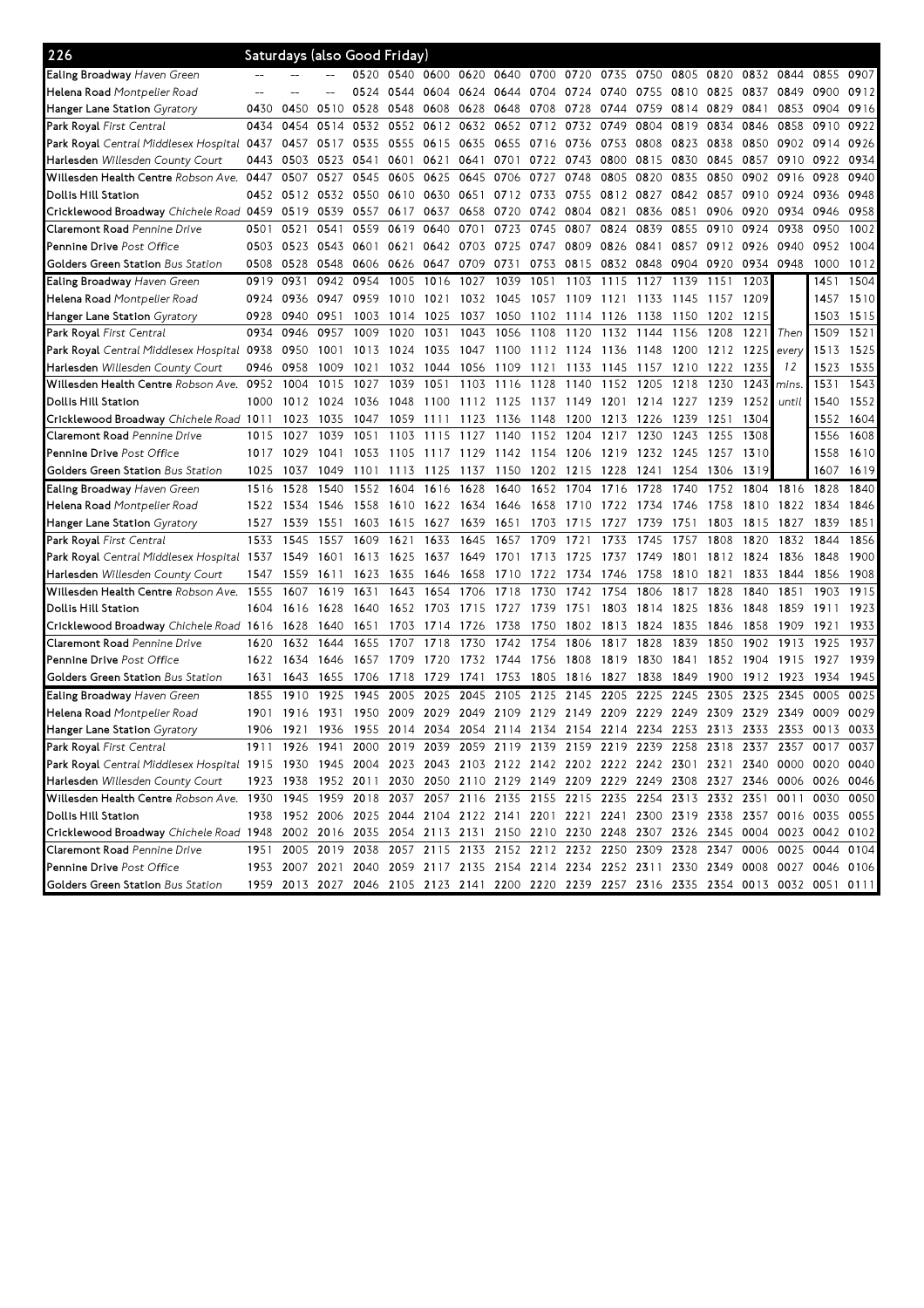## 226 Saturdays (also Good Friday)

| Stop | | | | | | | | | | | | | | | | | | |
|---|---|---|---|---|---|---|---|---|---|---|---|---|---|---|---|---|---|---|
| **Ealing Broadway** *Haven Green* | -- | -- | -- | 0520 | 0540 | 0600 | 0620 | 0640 | 0700 | 0720 | 0735 | 0750 | 0805 | 0820 | 0832 | 0844 | 0855 | 0907 |
| **Helena Road** *Montpelier Road* | -- | -- | -- | 0524 | 0544 | 0604 | 0624 | 0644 | 0704 | 0724 | 0740 | 0755 | 0810 | 0825 | 0837 | 0849 | 0900 | 0912 |
| **Hanger Lane Station** *Gyratory* | 0430 | 0450 | 0510 | 0528 | 0548 | 0608 | 0628 | 0648 | 0708 | 0728 | 0744 | 0759 | 0814 | 0829 | 0841 | 0853 | 0904 | 0916 |
| **Park Royal** *First Central* | 0434 | 0454 | 0514 | 0532 | 0552 | 0612 | 0632 | 0652 | 0712 | 0732 | 0749 | 0804 | 0819 | 0834 | 0846 | 0858 | 0910 | 0922 |
| **Park Royal** *Central Middlesex Hospital* | 0437 | 0457 | 0517 | 0535 | 0555 | 0615 | 0635 | 0655 | 0716 | 0736 | 0753 | 0808 | 0823 | 0838 | 0850 | 0902 | 0914 | 0926 |
| **Harlesden** *Willesden County Court* | 0443 | 0503 | 0523 | 0541 | 0601 | 0621 | 0641 | 0701 | 0722 | 0743 | 0800 | 0815 | 0830 | 0845 | 0857 | 0910 | 0922 | 0934 |
| **Willesden Health Centre** *Robson Ave.* | 0447 | 0507 | 0527 | 0545 | 0605 | 0625 | 0645 | 0706 | 0727 | 0748 | 0805 | 0820 | 0835 | 0850 | 0902 | 0916 | 0928 | 0940 |
| **Dollis Hill Station** | 0452 | 0512 | 0532 | 0550 | 0610 | 0630 | 0651 | 0712 | 0733 | 0755 | 0812 | 0827 | 0842 | 0857 | 0910 | 0924 | 0936 | 0948 |
| **Cricklewood Broadway** *Chichele Road* | 0459 | 0519 | 0539 | 0557 | 0617 | 0637 | 0658 | 0720 | 0742 | 0804 | 0821 | 0836 | 0851 | 0906 | 0920 | 0934 | 0946 | 0958 |
| **Claremont Road** *Pennine Drive* | 0501 | 0521 | 0541 | 0559 | 0619 | 0640 | 0701 | 0723 | 0745 | 0807 | 0824 | 0839 | 0855 | 0910 | 0924 | 0938 | 0950 | 1002 |
| **Pennine Drive** *Post Office* | 0503 | 0523 | 0543 | 0601 | 0621 | 0642 | 0703 | 0725 | 0747 | 0809 | 0826 | 0841 | 0857 | 0912 | 0926 | 0940 | 0952 | 1004 |
| **Golders Green Station** *Bus Station* | 0508 | 0528 | 0548 | 0606 | 0626 | 0647 | 0709 | 0731 | 0753 | 0815 | 0832 | 0848 | 0904 | 0920 | 0934 | 0948 | 1000 | 1012 |
| **Ealing Broadway** *Haven Green* | 0919 | 0931 | 0942 | 0954 | 1005 | 1016 | 1027 | 1039 | 1051 | 1103 | 1115 | 1127 | 1139 | 1151 | 1203 | Then every 12 mins. until | 1451 | 1504 |
| **Helena Road** *Montpelier Road* | 0924 | 0936 | 0947 | 0959 | 1010 | 1021 | 1032 | 1045 | 1057 | 1109 | 1121 | 1133 | 1145 | 1157 | 1209 | | 1457 | 1510 |
| **Hanger Lane Station** *Gyratory* | 0928 | 0940 | 0951 | 1003 | 1014 | 1025 | 1037 | 1050 | 1102 | 1114 | 1126 | 1138 | 1150 | 1202 | 1215 | | 1503 | 1515 |
| **Park Royal** *First Central* | 0934 | 0946 | 0957 | 1009 | 1020 | 1031 | 1043 | 1056 | 1108 | 1120 | 1132 | 1144 | 1156 | 1208 | 1221 | | 1509 | 1521 |
| **Park Royal** *Central Middlesex Hospital* | 0938 | 0950 | 1001 | 1013 | 1024 | 1035 | 1047 | 1100 | 1112 | 1124 | 1136 | 1148 | 1200 | 1212 | 1225 | | 1513 | 1525 |
| **Harlesden** *Willesden County Court* | 0946 | 0958 | 1009 | 1021 | 1032 | 1044 | 1056 | 1109 | 1121 | 1133 | 1145 | 1157 | 1210 | 1222 | 1235 | | 1523 | 1535 |
| **Willesden Health Centre** *Robson Ave.* | 0952 | 1004 | 1015 | 1027 | 1039 | 1051 | 1103 | 1116 | 1128 | 1140 | 1152 | 1205 | 1218 | 1230 | 1243 | | 1531 | 1543 |
| **Dollis Hill Station** | 1000 | 1012 | 1024 | 1036 | 1048 | 1100 | 1112 | 1125 | 1137 | 1149 | 1201 | 1214 | 1227 | 1239 | 1252 | | 1540 | 1552 |
| **Cricklewood Broadway** *Chichele Road* | 1011 | 1023 | 1035 | 1047 | 1059 | 1111 | 1123 | 1136 | 1148 | 1200 | 1213 | 1226 | 1239 | 1251 | 1304 | | 1552 | 1604 |
| **Claremont Road** *Pennine Drive* | 1015 | 1027 | 1039 | 1051 | 1103 | 1115 | 1127 | 1140 | 1152 | 1204 | 1217 | 1230 | 1243 | 1255 | 1308 | | 1556 | 1608 |
| **Pennine Drive** *Post Office* | 1017 | 1029 | 1041 | 1053 | 1105 | 1117 | 1129 | 1142 | 1154 | 1206 | 1219 | 1232 | 1245 | 1257 | 1310 | | 1558 | 1610 |
| **Golders Green Station** *Bus Station* | 1025 | 1037 | 1049 | 1101 | 1113 | 1125 | 1137 | 1150 | 1202 | 1215 | 1228 | 1241 | 1254 | 1306 | 1319 | | 1607 | 1619 |
| **Ealing Broadway** *Haven Green* | 1516 | 1528 | 1540 | 1552 | 1604 | 1616 | 1628 | 1640 | 1652 | 1704 | 1716 | 1728 | 1740 | 1752 | 1804 | 1816 | 1828 | 1840 |
| **Helena Road** *Montpelier Road* | 1522 | 1534 | 1546 | 1558 | 1610 | 1622 | 1634 | 1646 | 1658 | 1710 | 1722 | 1734 | 1746 | 1758 | 1810 | 1822 | 1834 | 1846 |
| **Hanger Lane Station** *Gyratory* | 1527 | 1539 | 1551 | 1603 | 1615 | 1627 | 1639 | 1651 | 1703 | 1715 | 1727 | 1739 | 1751 | 1803 | 1815 | 1827 | 1839 | 1851 |
| **Park Royal** *First Central* | 1533 | 1545 | 1557 | 1609 | 1621 | 1633 | 1645 | 1657 | 1709 | 1721 | 1733 | 1745 | 1757 | 1808 | 1820 | 1832 | 1844 | 1856 |
| **Park Royal** *Central Middlesex Hospital* | 1537 | 1549 | 1601 | 1613 | 1625 | 1637 | 1649 | 1701 | 1713 | 1725 | 1737 | 1749 | 1801 | 1812 | 1824 | 1836 | 1848 | 1900 |
| **Harlesden** *Willesden County Court* | 1547 | 1559 | 1611 | 1623 | 1635 | 1646 | 1658 | 1710 | 1722 | 1734 | 1746 | 1758 | 1810 | 1821 | 1833 | 1844 | 1856 | 1908 |
| **Willesden Health Centre** *Robson Ave.* | 1555 | 1607 | 1619 | 1631 | 1643 | 1654 | 1706 | 1718 | 1730 | 1742 | 1754 | 1806 | 1817 | 1828 | 1840 | 1851 | 1903 | 1915 |
| **Dollis Hill Station** | 1604 | 1616 | 1628 | 1640 | 1652 | 1703 | 1715 | 1727 | 1739 | 1751 | 1803 | 1814 | 1825 | 1836 | 1848 | 1859 | 1911 | 1923 |
| **Cricklewood Broadway** *Chichele Road* | 1616 | 1628 | 1640 | 1651 | 1703 | 1714 | 1726 | 1738 | 1750 | 1802 | 1813 | 1824 | 1835 | 1846 | 1858 | 1909 | 1921 | 1933 |
| **Claremont Road** *Pennine Drive* | 1620 | 1632 | 1644 | 1655 | 1707 | 1718 | 1730 | 1742 | 1754 | 1806 | 1817 | 1828 | 1839 | 1850 | 1902 | 1913 | 1925 | 1937 |
| **Pennine Drive** *Post Office* | 1622 | 1634 | 1646 | 1657 | 1709 | 1720 | 1732 | 1744 | 1756 | 1808 | 1819 | 1830 | 1841 | 1852 | 1904 | 1915 | 1927 | 1939 |
| **Golders Green Station** *Bus Station* | 1631 | 1643 | 1655 | 1706 | 1718 | 1729 | 1741 | 1753 | 1805 | 1816 | 1827 | 1838 | 1849 | 1900 | 1912 | 1923 | 1934 | 1945 |
| **Ealing Broadway** *Haven Green* | 1855 | 1910 | 1925 | 1945 | 2005 | 2025 | 2045 | 2105 | 2125 | 2145 | 2205 | 2225 | 2245 | 2305 | 2325 | 2345 | 0005 | 0025 |
| **Helena Road** *Montpelier Road* | 1901 | 1916 | 1931 | 1950 | 2009 | 2029 | 2049 | 2109 | 2129 | 2149 | 2209 | 2229 | 2249 | 2309 | 2329 | 2349 | 0009 | 0029 |
| **Hanger Lane Station** *Gyratory* | 1906 | 1921 | 1936 | 1955 | 2014 | 2034 | 2054 | 2114 | 2134 | 2154 | 2214 | 2234 | 2253 | 2313 | 2333 | 2353 | 0013 | 0033 |
| **Park Royal** *First Central* | 1911 | 1926 | 1941 | 2000 | 2019 | 2039 | 2059 | 2119 | 2139 | 2159 | 2219 | 2239 | 2258 | 2318 | 2337 | 2357 | 0017 | 0037 |
| **Park Royal** *Central Middlesex Hospital* | 1915 | 1930 | 1945 | 2004 | 2023 | 2043 | 2103 | 2122 | 2142 | 2202 | 2222 | 2242 | 2301 | 2321 | 2340 | 0000 | 0020 | 0040 |
| **Harlesden** *Willesden County Court* | 1923 | 1938 | 1952 | 2011 | 2030 | 2050 | 2110 | 2129 | 2149 | 2209 | 2229 | 2249 | 2308 | 2327 | 2346 | 0006 | 0026 | 0046 |
| **Willesden Health Centre** *Robson Ave.* | 1930 | 1945 | 1959 | 2018 | 2037 | 2057 | 2116 | 2135 | 2155 | 2215 | 2235 | 2254 | 2313 | 2332 | 2351 | 0011 | 0030 | 0050 |
| **Dollis Hill Station** | 1938 | 1952 | 2006 | 2025 | 2044 | 2104 | 2122 | 2141 | 2201 | 2221 | 2241 | 2300 | 2319 | 2338 | 2357 | 0016 | 0035 | 0055 |
| **Cricklewood Broadway** *Chichele Road* | 1948 | 2002 | 2016 | 2035 | 2054 | 2113 | 2131 | 2150 | 2210 | 2230 | 2248 | 2307 | 2326 | 2345 | 0004 | 0023 | 0042 | 0102 |
| **Claremont Road** *Pennine Drive* | 1951 | 2005 | 2019 | 2038 | 2057 | 2115 | 2133 | 2152 | 2212 | 2232 | 2250 | 2309 | 2328 | 2347 | 0006 | 0025 | 0044 | 0104 |
| **Pennine Drive** *Post Office* | 1953 | 2007 | 2021 | 2040 | 2059 | 2117 | 2135 | 2154 | 2214 | 2234 | 2252 | 2311 | 2330 | 2349 | 0008 | 0027 | 0046 | 0106 |
| **Golders Green Station** *Bus Station* | 1959 | 2013 | 2027 | 2046 | 2105 | 2123 | 2141 | 2200 | 2220 | 2239 | 2257 | 2316 | 2335 | 2354 | 0013 | 0032 | 0051 | 0111 |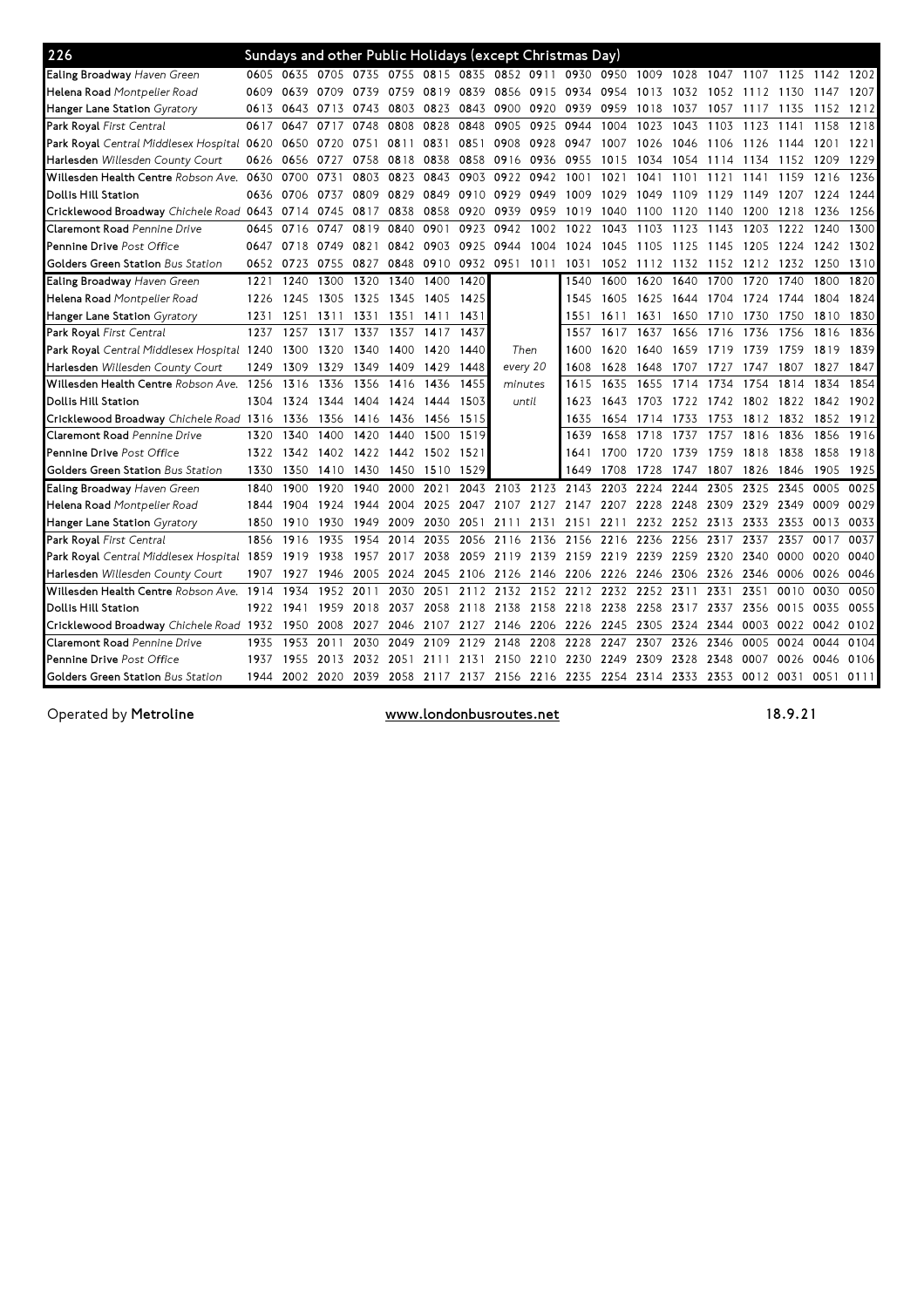## 226 Sundays and other Public Holidays (except Christmas Day)

| Stop | | | | | | | | | | | | | | | | | | |
|---|---|---|---|---|---|---|---|---|---|---|---|---|---|---|---|---|---|---|
| **Ealing Broadway** *Haven Green* | 0605 | 0635 | 0705 | 0735 | 0755 | 0815 | 0835 | 0852 | 0911 | 0930 | 0950 | 1009 | 1028 | 1047 | 1107 | 1125 | 1142 | 1202 |
| **Helena Road** *Montpelier Road* | 0609 | 0639 | 0709 | 0739 | 0759 | 0819 | 0839 | 0856 | 0915 | 0934 | 0954 | 1013 | 1032 | 1052 | 1112 | 1130 | 1147 | 1207 |
| **Hanger Lane Station** *Gyratory* | 0613 | 0643 | 0713 | 0743 | 0803 | 0823 | 0843 | 0900 | 0920 | 0939 | 0959 | 1018 | 1037 | 1057 | 1117 | 1135 | 1152 | 1212 |
| **Park Royal** *First Central* | 0617 | 0647 | 0717 | 0748 | 0808 | 0828 | 0848 | 0905 | 0925 | 0944 | 1004 | 1023 | 1043 | 1103 | 1123 | 1141 | 1158 | 1218 |
| **Park Royal** *Central Middlesex Hospital* | 0620 | 0650 | 0720 | 0751 | 0811 | 0831 | 0851 | 0908 | 0928 | 0947 | 1007 | 1026 | 1046 | 1106 | 1126 | 1144 | 1201 | 1221 |
| **Harlesden** *Willesden County Court* | 0626 | 0656 | 0727 | 0758 | 0818 | 0838 | 0858 | 0916 | 0936 | 0955 | 1015 | 1034 | 1054 | 1114 | 1134 | 1152 | 1209 | 1229 |
| **Willesden Health Centre** *Robson Ave.* | 0630 | 0700 | 0731 | 0803 | 0823 | 0843 | 0903 | 0922 | 0942 | 1001 | 1021 | 1041 | 1101 | 1121 | 1141 | 1159 | 1216 | 1236 |
| **Dollis Hill Station** | 0636 | 0706 | 0737 | 0809 | 0829 | 0849 | 0910 | 0929 | 0949 | 1009 | 1029 | 1049 | 1109 | 1129 | 1149 | 1207 | 1224 | 1244 |
| **Cricklewood Broadway** *Chichele Road* | 0643 | 0714 | 0745 | 0817 | 0838 | 0858 | 0920 | 0939 | 0959 | 1019 | 1040 | 1100 | 1120 | 1140 | 1200 | 1218 | 1236 | 1256 |
| **Claremont Road** *Pennine Drive* | 0645 | 0716 | 0747 | 0819 | 0840 | 0901 | 0923 | 0942 | 1002 | 1022 | 1043 | 1103 | 1123 | 1143 | 1203 | 1222 | 1240 | 1300 |
| **Pennine Drive** *Post Office* | 0647 | 0718 | 0749 | 0821 | 0842 | 0903 | 0925 | 0944 | 1004 | 1024 | 1045 | 1105 | 1125 | 1145 | 1205 | 1224 | 1242 | 1302 |
| **Golders Green Station** *Bus Station* | 0652 | 0723 | 0755 | 0827 | 0848 | 0910 | 0932 | 0951 | 1011 | 1031 | 1052 | 1112 | 1132 | 1152 | 1212 | 1232 | 1250 | 1310 |
| **Ealing Broadway** *Haven Green* | 1221 | 1240 | 1300 | 1320 | 1340 | 1400 | 1420 | Then every 20 minutes until | | 1540 | 1600 | 1620 | 1640 | 1700 | 1720 | 1740 | 1800 | 1820 |
| **Helena Road** *Montpelier Road* | 1226 | 1245 | 1305 | 1325 | 1345 | 1405 | 1425 | | | 1545 | 1605 | 1625 | 1644 | 1704 | 1724 | 1744 | 1804 | 1824 |
| **Hanger Lane Station** *Gyratory* | 1231 | 1251 | 1311 | 1331 | 1351 | 1411 | 1431 | | | 1551 | 1611 | 1631 | 1650 | 1710 | 1730 | 1750 | 1810 | 1830 |
| **Park Royal** *First Central* | 1237 | 1257 | 1317 | 1337 | 1357 | 1417 | 1437 | | | 1557 | 1617 | 1637 | 1656 | 1716 | 1736 | 1756 | 1816 | 1836 |
| **Park Royal** *Central Middlesex Hospital* | 1240 | 1300 | 1320 | 1340 | 1400 | 1420 | 1440 | | | 1600 | 1620 | 1640 | 1659 | 1719 | 1739 | 1759 | 1819 | 1839 |
| **Harlesden** *Willesden County Court* | 1249 | 1309 | 1329 | 1349 | 1409 | 1429 | 1448 | | | 1608 | 1628 | 1648 | 1707 | 1727 | 1747 | 1807 | 1827 | 1847 |
| **Willesden Health Centre** *Robson Ave.* | 1256 | 1316 | 1336 | 1356 | 1416 | 1436 | 1455 | | | 1615 | 1635 | 1655 | 1714 | 1734 | 1754 | 1814 | 1834 | 1854 |
| **Dollis Hill Station** | 1304 | 1324 | 1344 | 1404 | 1424 | 1444 | 1503 | | | 1623 | 1643 | 1703 | 1722 | 1742 | 1802 | 1822 | 1842 | 1902 |
| **Cricklewood Broadway** *Chichele Road* | 1316 | 1336 | 1356 | 1416 | 1436 | 1456 | 1515 | | | 1635 | 1654 | 1714 | 1733 | 1753 | 1812 | 1832 | 1852 | 1912 |
| **Claremont Road** *Pennine Drive* | 1320 | 1340 | 1400 | 1420 | 1440 | 1500 | 1519 | | | 1639 | 1658 | 1718 | 1737 | 1757 | 1816 | 1836 | 1856 | 1916 |
| **Pennine Drive** *Post Office* | 1322 | 1342 | 1402 | 1422 | 1442 | 1502 | 1521 | | | 1641 | 1700 | 1720 | 1739 | 1759 | 1818 | 1838 | 1858 | 1918 |
| **Golders Green Station** *Bus Station* | 1330 | 1350 | 1410 | 1430 | 1450 | 1510 | 1529 | | | 1649 | 1708 | 1728 | 1747 | 1807 | 1826 | 1846 | 1905 | 1925 |
| **Ealing Broadway** *Haven Green* | 1840 | 1900 | 1920 | 1940 | 2000 | 2021 | 2043 | 2103 | 2123 | 2143 | 2203 | 2224 | 2244 | 2305 | 2325 | 2345 | 0005 | 0025 |
| **Helena Road** *Montpelier Road* | 1844 | 1904 | 1924 | 1944 | 2004 | 2025 | 2047 | 2107 | 2127 | 2147 | 2207 | 2228 | 2248 | 2309 | 2329 | 2349 | 0009 | 0029 |
| **Hanger Lane Station** *Gyratory* | 1850 | 1910 | 1930 | 1949 | 2009 | 2030 | 2051 | 2111 | 2131 | 2151 | 2211 | 2232 | 2252 | 2313 | 2333 | 2353 | 0013 | 0033 |
| **Park Royal** *First Central* | 1856 | 1916 | 1935 | 1954 | 2014 | 2035 | 2056 | 2116 | 2136 | 2156 | 2216 | 2236 | 2256 | 2317 | 2337 | 2357 | 0017 | 0037 |
| **Park Royal** *Central Middlesex Hospital* | 1859 | 1919 | 1938 | 1957 | 2017 | 2038 | 2059 | 2119 | 2139 | 2159 | 2219 | 2239 | 2259 | 2320 | 2340 | 0000 | 0020 | 0040 |
| **Harlesden** *Willesden County Court* | 1907 | 1927 | 1946 | 2005 | 2024 | 2045 | 2106 | 2126 | 2146 | 2206 | 2226 | 2246 | 2306 | 2326 | 2346 | 0006 | 0026 | 0046 |
| **Willesden Health Centre** *Robson Ave.* | 1914 | 1934 | 1952 | 2011 | 2030 | 2051 | 2112 | 2132 | 2152 | 2212 | 2232 | 2252 | 2311 | 2331 | 2351 | 0010 | 0030 | 0050 |
| **Dollis Hill Station** | 1922 | 1941 | 1959 | 2018 | 2037 | 2058 | 2118 | 2138 | 2158 | 2218 | 2238 | 2258 | 2317 | 2337 | 2356 | 0015 | 0035 | 0055 |
| **Cricklewood Broadway** *Chichele Road* | 1932 | 1950 | 2008 | 2027 | 2046 | 2107 | 2127 | 2146 | 2206 | 2226 | 2245 | 2305 | 2324 | 2344 | 0003 | 0022 | 0042 | 0102 |
| **Claremont Road** *Pennine Drive* | 1935 | 1953 | 2011 | 2030 | 2049 | 2109 | 2129 | 2148 | 2208 | 2228 | 2247 | 2307 | 2326 | 2346 | 0005 | 0024 | 0044 | 0104 |
| **Pennine Drive** *Post Office* | 1937 | 1955 | 2013 | 2032 | 2051 | 2111 | 2131 | 2150 | 2210 | 2230 | 2249 | 2309 | 2328 | 2348 | 0007 | 0026 | 0046 | 0106 |
| **Golders Green Station** *Bus Station* | 1944 | 2002 | 2020 | 2039 | 2058 | 2117 | 2137 | 2156 | 2216 | 2235 | 2254 | 2314 | 2333 | 2353 | 0012 | 0031 | 0051 | 0111 |

Operated by **Metroline** www.londonbusroutes.net 18.9.21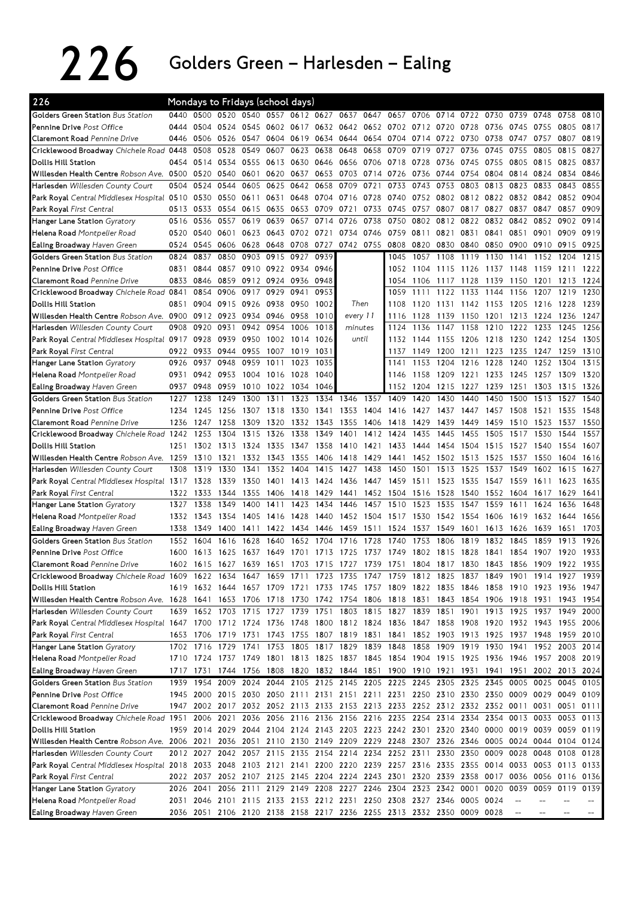# 226 Golders Green – Harlesden – Ealing

| 226 | Mondays to Fridays (school days) | | | | | | | | | | | | | | | | | |
|---|---|---|---|---|---|---|---|---|---|---|---|---|---|---|---|---|---|---|
| **Golders Green Station** Bus Station | 0440 | 0500 | 0520 | 0540 | 0557 | 0612 | 0627 | 0637 | 0647 | 0657 | 0706 | 0714 | 0722 | 0730 | 0739 | 0748 | 0758 | 0810 |
| **Pennine Drive** Post Office | 0444 | 0504 | 0524 | 0545 | 0602 | 0617 | 0632 | 0642 | 0652 | 0702 | 0712 | 0720 | 0728 | 0736 | 0745 | 0755 | 0805 | 0817 |
| **Claremont Road** Pennine Drive | 0446 | 0506 | 0526 | 0547 | 0604 | 0619 | 0634 | 0644 | 0654 | 0704 | 0714 | 0722 | 0730 | 0738 | 0747 | 0757 | 0807 | 0819 |
| **Cricklewood Broadway** Chichele Road | 0448 | 0508 | 0528 | 0549 | 0607 | 0623 | 0638 | 0648 | 0658 | 0709 | 0719 | 0727 | 0736 | 0745 | 0755 | 0805 | 0815 | 0827 |
| **Dollis Hill Station** | 0454 | 0514 | 0534 | 0555 | 0613 | 0630 | 0646 | 0656 | 0706 | 0718 | 0728 | 0736 | 0745 | 0755 | 0805 | 0815 | 0825 | 0837 |
| **Willesden Health Centre** Robson Ave. | 0500 | 0520 | 0540 | 0601 | 0620 | 0637 | 0653 | 0703 | 0714 | 0726 | 0736 | 0744 | 0754 | 0804 | 0814 | 0824 | 0834 | 0846 |
| **Harlesden** Willesden County Court | 0504 | 0524 | 0544 | 0605 | 0625 | 0642 | 0658 | 0709 | 0721 | 0733 | 0743 | 0753 | 0803 | 0813 | 0823 | 0833 | 0843 | 0855 |
| **Park Royal** Central Middlesex Hospital | 0510 | 0530 | 0550 | 0611 | 0631 | 0648 | 0704 | 0716 | 0728 | 0740 | 0752 | 0802 | 0812 | 0822 | 0832 | 0842 | 0852 | 0904 |
| **Park Royal** First Central | 0513 | 0533 | 0554 | 0615 | 0635 | 0653 | 0709 | 0721 | 0733 | 0745 | 0757 | 0807 | 0817 | 0827 | 0837 | 0847 | 0857 | 0909 |
| **Hanger Lane Station** Gyratory | 0516 | 0536 | 0557 | 0619 | 0639 | 0657 | 0714 | 0726 | 0738 | 0750 | 0802 | 0812 | 0822 | 0832 | 0842 | 0852 | 0902 | 0914 |
| **Helena Road** Montpelier Road | 0520 | 0540 | 0601 | 0623 | 0643 | 0702 | 0721 | 0734 | 0746 | 0759 | 0811 | 0821 | 0831 | 0841 | 0851 | 0901 | 0909 | 0919 |
| **Ealing Broadway** Haven Green | 0524 | 0545 | 0606 | 0628 | 0648 | 0708 | 0727 | 0742 | 0755 | 0808 | 0820 | 0830 | 0840 | 0850 | 0900 | 0910 | 0915 | 0925 |
| **Golders Green Station** Bus Station | 0824 | 0837 | 0850 | 0903 | 0915 | 0927 | 0939 | | | 1045 | 1057 | 1108 | 1119 | 1130 | 1141 | 1152 | 1204 | 1215 |
| **Pennine Drive** Post Office | 0831 | 0844 | 0857 | 0910 | 0922 | 0934 | 0946 | | | 1052 | 1104 | 1115 | 1126 | 1137 | 1148 | 1159 | 1211 | 1222 |
| **Claremont Road** Pennine Drive | 0833 | 0846 | 0859 | 0912 | 0924 | 0936 | 0948 | | | 1054 | 1106 | 1117 | 1128 | 1139 | 1150 | 1201 | 1213 | 1224 |
| **Cricklewood Broadway** Chichele Road | 0841 | 0854 | 0906 | 0917 | 0929 | 0941 | 0953 | | | 1059 | 1111 | 1122 | 1133 | 1144 | 1156 | 1207 | 1219 | 1230 |
| **Dollis Hill Station** | 0851 | 0904 | 0915 | 0926 | 0938 | 0950 | 1002 | Then | | 1108 | 1120 | 1131 | 1142 | 1153 | 1205 | 1216 | 1228 | 1239 |
| **Willesden Health Centre** Robson Ave. | 0900 | 0912 | 0923 | 0934 | 0946 | 0958 | 1010 | every 11 | | 1116 | 1128 | 1139 | 1150 | 1201 | 1213 | 1224 | 1236 | 1247 |
| **Harlesden** Willesden County Court | 0908 | 0920 | 0931 | 0942 | 0954 | 1006 | 1018 | minutes | | 1124 | 1136 | 1147 | 1158 | 1210 | 1222 | 1233 | 1245 | 1256 |
| **Park Royal** Central Middlesex Hospital | 0917 | 0928 | 0939 | 0950 | 1002 | 1014 | 1026 | until | | 1132 | 1144 | 1155 | 1206 | 1218 | 1230 | 1242 | 1254 | 1305 |
| **Park Royal** First Central | 0922 | 0933 | 0944 | 0955 | 1007 | 1019 | 1031 | | | 1137 | 1149 | 1200 | 1211 | 1223 | 1235 | 1247 | 1259 | 1310 |
| **Hanger Lane Station** Gyratory | 0926 | 0937 | 0948 | 0959 | 1011 | 1023 | 1035 | | | 1141 | 1153 | 1204 | 1216 | 1228 | 1240 | 1252 | 1304 | 1315 |
| **Helena Road** Montpelier Road | 0931 | 0942 | 0953 | 1004 | 1016 | 1028 | 1040 | | | 1146 | 1158 | 1209 | 1221 | 1233 | 1245 | 1257 | 1309 | 1320 |
| **Ealing Broadway** Haven Green | 0937 | 0948 | 0959 | 1010 | 1022 | 1034 | 1046 | | | 1152 | 1204 | 1215 | 1227 | 1239 | 1251 | 1303 | 1315 | 1326 |
| **Golders Green Station** Bus Station | 1227 | 1238 | 1249 | 1300 | 1311 | 1323 | 1334 | 1346 | 1357 | 1409 | 1420 | 1430 | 1440 | 1450 | 1500 | 1513 | 1527 | 1540 |
| **Pennine Drive** Post Office | 1234 | 1245 | 1256 | 1307 | 1318 | 1330 | 1341 | 1353 | 1404 | 1416 | 1427 | 1437 | 1447 | 1457 | 1508 | 1521 | 1535 | 1548 |
| **Claremont Road** Pennine Drive | 1236 | 1247 | 1258 | 1309 | 1320 | 1332 | 1343 | 1355 | 1406 | 1418 | 1429 | 1439 | 1449 | 1459 | 1510 | 1523 | 1537 | 1550 |
| **Cricklewood Broadway** Chichele Road | 1242 | 1253 | 1304 | 1315 | 1326 | 1338 | 1349 | 1401 | 1412 | 1424 | 1435 | 1445 | 1455 | 1505 | 1517 | 1530 | 1544 | 1557 |
| **Dollis Hill Station** | 1251 | 1302 | 1313 | 1324 | 1335 | 1347 | 1358 | 1410 | 1421 | 1433 | 1444 | 1454 | 1504 | 1515 | 1527 | 1540 | 1554 | 1607 |
| **Willesden Health Centre** Robson Ave. | 1259 | 1310 | 1321 | 1332 | 1343 | 1355 | 1406 | 1418 | 1429 | 1441 | 1452 | 1502 | 1513 | 1525 | 1537 | 1550 | 1604 | 1616 |
| **Harlesden** Willesden County Court | 1308 | 1319 | 1330 | 1341 | 1352 | 1404 | 1415 | 1427 | 1438 | 1450 | 1501 | 1513 | 1525 | 1537 | 1549 | 1602 | 1615 | 1627 |
| **Park Royal** Central Middlesex Hospital | 1317 | 1328 | 1339 | 1350 | 1401 | 1413 | 1424 | 1436 | 1447 | 1459 | 1511 | 1523 | 1535 | 1547 | 1559 | 1611 | 1623 | 1635 |
| **Park Royal** First Central | 1322 | 1333 | 1344 | 1355 | 1406 | 1418 | 1429 | 1441 | 1452 | 1504 | 1516 | 1528 | 1540 | 1552 | 1604 | 1617 | 1629 | 1641 |
| **Hanger Lane Station** Gyratory | 1327 | 1338 | 1349 | 1400 | 1411 | 1423 | 1434 | 1446 | 1457 | 1510 | 1523 | 1535 | 1547 | 1559 | 1611 | 1624 | 1636 | 1648 |
| **Helena Road** Montpelier Road | 1332 | 1343 | 1354 | 1405 | 1416 | 1428 | 1440 | 1452 | 1504 | 1517 | 1530 | 1542 | 1554 | 1606 | 1619 | 1632 | 1644 | 1656 |
| **Ealing Broadway** Haven Green | 1338 | 1349 | 1400 | 1411 | 1422 | 1434 | 1446 | 1459 | 1511 | 1524 | 1537 | 1549 | 1601 | 1613 | 1626 | 1639 | 1651 | 1703 |
| **Golders Green Station** Bus Station | 1552 | 1604 | 1616 | 1628 | 1640 | 1652 | 1704 | 1716 | 1728 | 1740 | 1753 | 1806 | 1819 | 1832 | 1845 | 1859 | 1913 | 1926 |
| **Pennine Drive** Post Office | 1600 | 1613 | 1625 | 1637 | 1649 | 1701 | 1713 | 1725 | 1737 | 1749 | 1802 | 1815 | 1828 | 1841 | 1854 | 1907 | 1920 | 1933 |
| **Claremont Road** Pennine Drive | 1602 | 1615 | 1627 | 1639 | 1651 | 1703 | 1715 | 1727 | 1739 | 1751 | 1804 | 1817 | 1830 | 1843 | 1856 | 1909 | 1922 | 1935 |
| **Cricklewood Broadway** Chichele Road | 1609 | 1622 | 1634 | 1647 | 1659 | 1711 | 1723 | 1735 | 1747 | 1759 | 1812 | 1825 | 1837 | 1849 | 1901 | 1914 | 1927 | 1939 |
| **Dollis Hill Station** | 1619 | 1632 | 1644 | 1657 | 1709 | 1721 | 1733 | 1745 | 1757 | 1809 | 1822 | 1835 | 1846 | 1858 | 1910 | 1923 | 1936 | 1947 |
| **Willesden Health Centre** Robson Ave. | 1628 | 1641 | 1653 | 1706 | 1718 | 1730 | 1742 | 1754 | 1806 | 1818 | 1831 | 1843 | 1854 | 1906 | 1918 | 1931 | 1943 | 1954 |
| **Harlesden** Willesden County Court | 1639 | 1652 | 1703 | 1715 | 1727 | 1739 | 1751 | 1803 | 1815 | 1827 | 1839 | 1851 | 1901 | 1913 | 1925 | 1937 | 1949 | 2000 |
| **Park Royal** Central Middlesex Hospital | 1647 | 1700 | 1712 | 1724 | 1736 | 1748 | 1800 | 1812 | 1824 | 1836 | 1847 | 1858 | 1908 | 1920 | 1932 | 1943 | 1955 | 2006 |
| **Park Royal** First Central | 1653 | 1706 | 1719 | 1731 | 1743 | 1755 | 1807 | 1819 | 1831 | 1841 | 1852 | 1903 | 1913 | 1925 | 1937 | 1948 | 1959 | 2010 |
| **Hanger Lane Station** Gyratory | 1702 | 1716 | 1729 | 1741 | 1753 | 1805 | 1817 | 1829 | 1839 | 1848 | 1858 | 1909 | 1919 | 1930 | 1941 | 1952 | 2003 | 2014 |
| **Helena Road** Montpelier Road | 1710 | 1724 | 1737 | 1749 | 1801 | 1813 | 1825 | 1837 | 1845 | 1854 | 1904 | 1915 | 1925 | 1936 | 1946 | 1957 | 2008 | 2019 |
| **Ealing Broadway** Haven Green | 1717 | 1731 | 1744 | 1756 | 1808 | 1820 | 1832 | 1844 | 1851 | 1900 | 1910 | 1921 | 1931 | 1941 | 1951 | 2002 | 2013 | 2024 |
| **Golders Green Station** Bus Station | 1939 | 1954 | 2009 | 2024 | 2044 | 2105 | 2125 | 2145 | 2205 | 2225 | 2245 | 2305 | 2325 | 2345 | 0005 | 0025 | 0045 | 0105 |
| **Pennine Drive** Post Office | 1945 | 2000 | 2015 | 2030 | 2050 | 2111 | 2131 | 2151 | 2211 | 2231 | 2250 | 2310 | 2330 | 2350 | 0009 | 0029 | 0049 | 0109 |
| **Claremont Road** Pennine Drive | 1947 | 2002 | 2017 | 2032 | 2052 | 2113 | 2133 | 2153 | 2213 | 2233 | 2252 | 2312 | 2332 | 2352 | 0011 | 0031 | 0051 | 0111 |
| **Cricklewood Broadway** Chichele Road | 1951 | 2006 | 2021 | 2036 | 2056 | 2116 | 2136 | 2156 | 2216 | 2235 | 2254 | 2314 | 2334 | 2354 | 0013 | 0033 | 0053 | 0113 |
| **Dollis Hill Station** | 1959 | 2014 | 2029 | 2044 | 2104 | 2124 | 2143 | 2203 | 2223 | 2242 | 2301 | 2320 | 2340 | 0000 | 0019 | 0039 | 0059 | 0119 |
| **Willesden Health Centre** Robson Ave. | 2006 | 2021 | 2036 | 2051 | 2110 | 2130 | 2149 | 2209 | 2229 | 2248 | 2307 | 2326 | 2346 | 0005 | 0024 | 0044 | 0104 | 0124 |
| **Harlesden** Willesden County Court | 2012 | 2027 | 2042 | 2057 | 2115 | 2135 | 2154 | 2214 | 2234 | 2252 | 2311 | 2330 | 2350 | 0009 | 0028 | 0048 | 0108 | 0128 |
| **Park Royal** Central Middlesex Hospital | 2018 | 2033 | 2048 | 2103 | 2121 | 2141 | 2200 | 2220 | 2239 | 2257 | 2316 | 2335 | 2355 | 0014 | 0033 | 0053 | 0113 | 0133 |
| **Park Royal** First Central | 2022 | 2037 | 2052 | 2107 | 2125 | 2145 | 2204 | 2224 | 2243 | 2301 | 2320 | 2339 | 2358 | 0017 | 0036 | 0056 | 0116 | 0136 |
| **Hanger Lane Station** Gyratory | 2026 | 2041 | 2056 | 2111 | 2129 | 2149 | 2208 | 2227 | 2246 | 2304 | 2323 | 2342 | 0001 | 0020 | 0039 | 0059 | 0119 | 0139 |
| **Helena Road** Montpelier Road | 2031 | 2046 | 2101 | 2115 | 2133 | 2153 | 2212 | 2231 | 2250 | 2308 | 2327 | 2346 | 0005 | 0024 | -- | -- | -- | -- |
| **Ealing Broadway** Haven Green | 2036 | 2051 | 2106 | 2120 | 2138 | 2158 | 2217 | 2236 | 2255 | 2313 | 2332 | 2350 | 0009 | 0028 | -- | -- | -- | -- |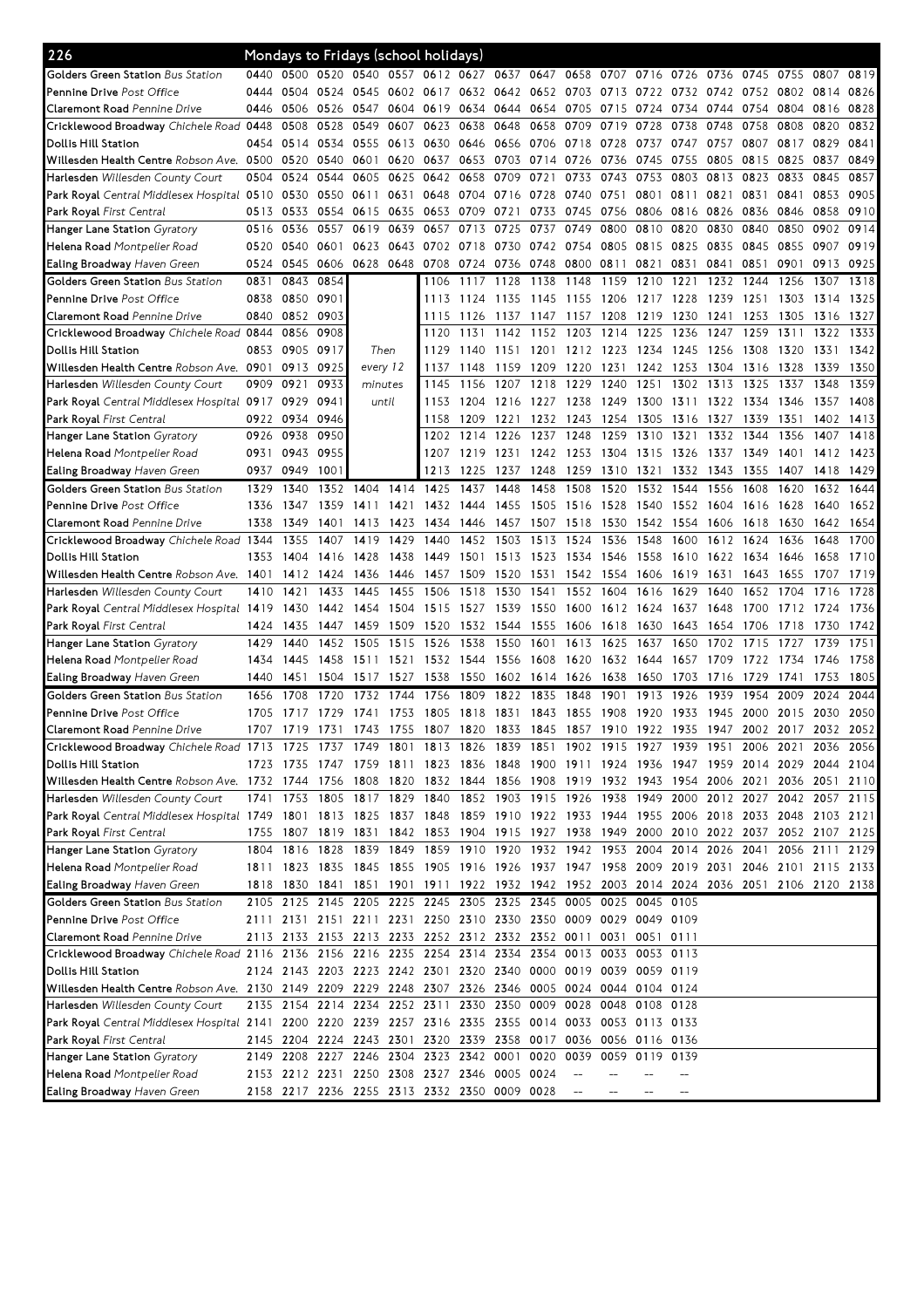## 226 Mondays to Fridays (school holidays)

| Stop | | | | | | | | | | | | | | | | | | |
|---|---|---|---|---|---|---|---|---|---|---|---|---|---|---|---|---|---|---|
| **Golders Green Station** *Bus Station* | 0440 | 0500 | 0520 | 0540 | 0557 | 0612 | 0627 | 0637 | 0647 | 0658 | 0707 | 0716 | 0726 | 0736 | 0745 | 0755 | 0807 | 0819 |
| **Pennine Drive** *Post Office* | 0444 | 0504 | 0524 | 0545 | 0602 | 0617 | 0632 | 0642 | 0652 | 0703 | 0713 | 0722 | 0732 | 0742 | 0752 | 0802 | 0814 | 0826 |
| **Claremont Road** *Pennine Drive* | 0446 | 0506 | 0526 | 0547 | 0604 | 0619 | 0634 | 0644 | 0654 | 0705 | 0715 | 0724 | 0734 | 0744 | 0754 | 0804 | 0816 | 0828 |
| **Cricklewood Broadway** *Chichele Road* | 0448 | 0508 | 0528 | 0549 | 0607 | 0623 | 0638 | 0648 | 0658 | 0709 | 0719 | 0728 | 0738 | 0748 | 0758 | 0808 | 0820 | 0832 |
| **Dollis Hill Station** | 0454 | 0514 | 0534 | 0555 | 0613 | 0630 | 0646 | 0656 | 0706 | 0718 | 0728 | 0737 | 0747 | 0757 | 0807 | 0817 | 0829 | 0841 |
| **Willesden Health Centre** *Robson Ave.* | 0500 | 0520 | 0540 | 0601 | 0620 | 0637 | 0653 | 0703 | 0714 | 0726 | 0736 | 0745 | 0755 | 0805 | 0815 | 0825 | 0837 | 0849 |
| **Harlesden** *Willesden County Court* | 0504 | 0524 | 0544 | 0605 | 0625 | 0642 | 0658 | 0709 | 0721 | 0733 | 0743 | 0753 | 0803 | 0813 | 0823 | 0833 | 0845 | 0857 |
| **Park Royal** *Central Middlesex Hospital* | 0510 | 0530 | 0550 | 0611 | 0631 | 0648 | 0704 | 0716 | 0728 | 0740 | 0751 | 0801 | 0811 | 0821 | 0831 | 0841 | 0853 | 0905 |
| **Park Royal** *First Central* | 0513 | 0533 | 0554 | 0615 | 0635 | 0653 | 0709 | 0721 | 0733 | 0745 | 0756 | 0806 | 0816 | 0826 | 0836 | 0846 | 0858 | 0910 |
| **Hanger Lane Station** *Gyratory* | 0516 | 0536 | 0557 | 0619 | 0639 | 0657 | 0713 | 0725 | 0737 | 0749 | 0800 | 0810 | 0820 | 0830 | 0840 | 0850 | 0902 | 0914 |
| **Helena Road** *Montpelier Road* | 0520 | 0540 | 0601 | 0623 | 0643 | 0702 | 0718 | 0730 | 0742 | 0754 | 0805 | 0815 | 0825 | 0835 | 0845 | 0855 | 0907 | 0919 |
| **Ealing Broadway** *Haven Green* | 0524 | 0545 | 0606 | 0628 | 0648 | 0708 | 0724 | 0736 | 0748 | 0800 | 0811 | 0821 | 0831 | 0841 | 0851 | 0901 | 0913 | 0925 |

| Stop | | | | | | | | | | | | | | | | | |
|---|---|---|---|---|---|---|---|---|---|---|---|---|---|---|---|---|---|
| **Golders Green Station** *Bus Station* | 0831 | 0843 | 0854 | Then every 12 minutes until | 1106 | 1117 | 1128 | 1138 | 1148 | 1159 | 1210 | 1221 | 1232 | 1244 | 1256 | 1307 | 1318 |
| **Pennine Drive** *Post Office* | 0838 | 0850 | 0901 | | 1113 | 1124 | 1135 | 1145 | 1155 | 1206 | 1217 | 1228 | 1239 | 1251 | 1303 | 1314 | 1325 |
| **Claremont Road** *Pennine Drive* | 0840 | 0852 | 0903 | | 1115 | 1126 | 1137 | 1147 | 1157 | 1208 | 1219 | 1230 | 1241 | 1253 | 1305 | 1316 | 1327 |
| **Cricklewood Broadway** *Chichele Road* | 0844 | 0856 | 0908 | | 1120 | 1131 | 1142 | 1152 | 1203 | 1214 | 1225 | 1236 | 1247 | 1259 | 1311 | 1322 | 1333 |
| **Dollis Hill Station** | 0853 | 0905 | 0917 | | 1129 | 1140 | 1151 | 1201 | 1212 | 1223 | 1234 | 1245 | 1256 | 1308 | 1320 | 1331 | 1342 |
| **Willesden Health Centre** *Robson Ave.* | 0901 | 0913 | 0925 | | 1137 | 1148 | 1159 | 1209 | 1220 | 1231 | 1242 | 1253 | 1304 | 1316 | 1328 | 1339 | 1350 |
| **Harlesden** *Willesden County Court* | 0909 | 0921 | 0933 | | 1145 | 1156 | 1207 | 1218 | 1229 | 1240 | 1251 | 1302 | 1313 | 1325 | 1337 | 1348 | 1359 |
| **Park Royal** *Central Middlesex Hospital* | 0917 | 0929 | 0941 | | 1153 | 1204 | 1216 | 1227 | 1238 | 1249 | 1300 | 1311 | 1322 | 1334 | 1346 | 1357 | 1408 |
| **Park Royal** *First Central* | 0922 | 0934 | 0946 | | 1158 | 1209 | 1221 | 1232 | 1243 | 1254 | 1305 | 1316 | 1327 | 1339 | 1351 | 1402 | 1413 |
| **Hanger Lane Station** *Gyratory* | 0926 | 0938 | 0950 | | 1202 | 1214 | 1226 | 1237 | 1248 | 1259 | 1310 | 1321 | 1332 | 1344 | 1356 | 1407 | 1418 |
| **Helena Road** *Montpelier Road* | 0931 | 0943 | 0955 | | 1207 | 1219 | 1231 | 1242 | 1253 | 1304 | 1315 | 1326 | 1337 | 1349 | 1401 | 1412 | 1423 |
| **Ealing Broadway** *Haven Green* | 0937 | 0949 | 1001 | | 1213 | 1225 | 1237 | 1248 | 1259 | 1310 | 1321 | 1332 | 1343 | 1355 | 1407 | 1418 | 1429 |

| Stop | | | | | | | | | | | | | | | | | | |
|---|---|---|---|---|---|---|---|---|---|---|---|---|---|---|---|---|---|---|
| **Golders Green Station** *Bus Station* | 1329 | 1340 | 1352 | 1404 | 1414 | 1425 | 1437 | 1448 | 1458 | 1508 | 1520 | 1532 | 1544 | 1556 | 1608 | 1620 | 1632 | 1644 |
| **Pennine Drive** *Post Office* | 1336 | 1347 | 1359 | 1411 | 1421 | 1432 | 1444 | 1455 | 1505 | 1516 | 1528 | 1540 | 1552 | 1604 | 1616 | 1628 | 1640 | 1652 |
| **Claremont Road** *Pennine Drive* | 1338 | 1349 | 1401 | 1413 | 1423 | 1434 | 1446 | 1457 | 1507 | 1518 | 1530 | 1542 | 1554 | 1606 | 1618 | 1630 | 1642 | 1654 |
| **Cricklewood Broadway** *Chichele Road* | 1344 | 1355 | 1407 | 1419 | 1429 | 1440 | 1452 | 1503 | 1513 | 1524 | 1536 | 1548 | 1600 | 1612 | 1624 | 1636 | 1648 | 1700 |
| **Dollis Hill Station** | 1353 | 1404 | 1416 | 1428 | 1438 | 1449 | 1501 | 1513 | 1523 | 1534 | 1546 | 1558 | 1610 | 1622 | 1634 | 1646 | 1658 | 1710 |
| **Willesden Health Centre** *Robson Ave.* | 1401 | 1412 | 1424 | 1436 | 1446 | 1457 | 1509 | 1520 | 1531 | 1542 | 1554 | 1606 | 1619 | 1631 | 1643 | 1655 | 1707 | 1719 |
| **Harlesden** *Willesden County Court* | 1410 | 1421 | 1433 | 1445 | 1455 | 1506 | 1518 | 1530 | 1541 | 1552 | 1604 | 1616 | 1629 | 1640 | 1652 | 1704 | 1716 | 1728 |
| **Park Royal** *Central Middlesex Hospital* | 1419 | 1430 | 1442 | 1454 | 1504 | 1515 | 1527 | 1539 | 1550 | 1600 | 1612 | 1624 | 1637 | 1648 | 1700 | 1712 | 1724 | 1736 |
| **Park Royal** *First Central* | 1424 | 1435 | 1447 | 1459 | 1509 | 1520 | 1532 | 1544 | 1555 | 1606 | 1618 | 1630 | 1643 | 1654 | 1706 | 1718 | 1730 | 1742 |
| **Hanger Lane Station** *Gyratory* | 1429 | 1440 | 1452 | 1505 | 1515 | 1526 | 1538 | 1550 | 1601 | 1613 | 1625 | 1637 | 1650 | 1702 | 1715 | 1727 | 1739 | 1751 |
| **Helena Road** *Montpelier Road* | 1434 | 1445 | 1458 | 1511 | 1521 | 1532 | 1544 | 1556 | 1608 | 1620 | 1632 | 1644 | 1657 | 1709 | 1722 | 1734 | 1746 | 1758 |
| **Ealing Broadway** *Haven Green* | 1440 | 1451 | 1504 | 1517 | 1527 | 1538 | 1550 | 1602 | 1614 | 1626 | 1638 | 1650 | 1703 | 1716 | 1729 | 1741 | 1753 | 1805 |

| Stop | | | | | | | | | | | | | | | | | | |
|---|---|---|---|---|---|---|---|---|---|---|---|---|---|---|---|---|---|---|
| **Golders Green Station** *Bus Station* | 1656 | 1708 | 1720 | 1732 | 1744 | 1756 | 1809 | 1822 | 1835 | 1848 | 1901 | 1913 | 1926 | 1939 | 1954 | 2009 | 2024 | 2044 |
| **Pennine Drive** *Post Office* | 1705 | 1717 | 1729 | 1741 | 1753 | 1805 | 1818 | 1831 | 1843 | 1855 | 1908 | 1920 | 1933 | 1945 | 2000 | 2015 | 2030 | 2050 |
| **Claremont Road** *Pennine Drive* | 1707 | 1719 | 1731 | 1743 | 1755 | 1807 | 1820 | 1833 | 1845 | 1857 | 1910 | 1922 | 1935 | 1947 | 2002 | 2017 | 2032 | 2052 |
| **Cricklewood Broadway** *Chichele Road* | 1713 | 1725 | 1737 | 1749 | 1801 | 1813 | 1826 | 1839 | 1851 | 1902 | 1915 | 1927 | 1939 | 1951 | 2006 | 2021 | 2036 | 2056 |
| **Dollis Hill Station** | 1723 | 1735 | 1747 | 1759 | 1811 | 1823 | 1836 | 1848 | 1900 | 1911 | 1924 | 1936 | 1947 | 1959 | 2014 | 2029 | 2044 | 2104 |
| **Willesden Health Centre** *Robson Ave.* | 1732 | 1744 | 1756 | 1808 | 1820 | 1832 | 1844 | 1856 | 1908 | 1919 | 1932 | 1943 | 1954 | 2006 | 2021 | 2036 | 2051 | 2110 |
| **Harlesden** *Willesden County Court* | 1741 | 1753 | 1805 | 1817 | 1829 | 1840 | 1852 | 1903 | 1915 | 1926 | 1938 | 1949 | 2000 | 2012 | 2027 | 2042 | 2057 | 2115 |
| **Park Royal** *Central Middlesex Hospital* | 1749 | 1801 | 1813 | 1825 | 1837 | 1848 | 1859 | 1910 | 1922 | 1933 | 1944 | 1955 | 2006 | 2018 | 2033 | 2048 | 2103 | 2121 |
| **Park Royal** *First Central* | 1755 | 1807 | 1819 | 1831 | 1842 | 1853 | 1904 | 1915 | 1927 | 1938 | 1949 | 2000 | 2010 | 2022 | 2037 | 2052 | 2107 | 2125 |
| **Hanger Lane Station** *Gyratory* | 1804 | 1816 | 1828 | 1839 | 1849 | 1859 | 1910 | 1920 | 1932 | 1942 | 1953 | 2004 | 2014 | 2026 | 2041 | 2056 | 2111 | 2129 |
| **Helena Road** *Montpelier Road* | 1811 | 1823 | 1835 | 1845 | 1855 | 1905 | 1916 | 1926 | 1937 | 1947 | 1958 | 2009 | 2019 | 2031 | 2046 | 2101 | 2115 | 2133 |
| **Ealing Broadway** *Haven Green* | 1818 | 1830 | 1841 | 1851 | 1901 | 1911 | 1922 | 1932 | 1942 | 1952 | 2003 | 2014 | 2024 | 2036 | 2051 | 2106 | 2120 | 2138 |

| Stop | | | | | | | | | | | | | |
|---|---|---|---|---|---|---|---|---|---|---|---|---|---|
| **Golders Green Station** *Bus Station* | 2105 | 2125 | 2145 | 2205 | 2225 | 2245 | 2305 | 2325 | 2345 | 0005 | 0025 | 0045 | 0105 |
| **Pennine Drive** *Post Office* | 2111 | 2131 | 2151 | 2211 | 2231 | 2250 | 2310 | 2330 | 2350 | 0009 | 0029 | 0049 | 0109 |
| **Claremont Road** *Pennine Drive* | 2113 | 2133 | 2153 | 2213 | 2233 | 2252 | 2312 | 2332 | 2352 | 0011 | 0031 | 0051 | 0111 |
| **Cricklewood Broadway** *Chichele Road* | 2116 | 2136 | 2156 | 2216 | 2235 | 2254 | 2314 | 2334 | 2354 | 0013 | 0033 | 0053 | 0113 |
| **Dollis Hill Station** | 2124 | 2143 | 2203 | 2223 | 2242 | 2301 | 2320 | 2340 | 0000 | 0019 | 0039 | 0059 | 0119 |
| **Willesden Health Centre** *Robson Ave.* | 2130 | 2149 | 2209 | 2229 | 2248 | 2307 | 2326 | 2346 | 0005 | 0024 | 0044 | 0104 | 0124 |
| **Harlesden** *Willesden County Court* | 2135 | 2154 | 2214 | 2234 | 2252 | 2311 | 2330 | 2350 | 0009 | 0028 | 0048 | 0108 | 0128 |
| **Park Royal** *Central Middlesex Hospital* | 2141 | 2200 | 2220 | 2239 | 2257 | 2316 | 2335 | 2355 | 0014 | 0033 | 0053 | 0113 | 0133 |
| **Park Royal** *First Central* | 2145 | 2204 | 2224 | 2243 | 2301 | 2320 | 2339 | 2358 | 0017 | 0036 | 0056 | 0116 | 0136 |
| **Hanger Lane Station** *Gyratory* | 2149 | 2208 | 2227 | 2246 | 2304 | 2323 | 2342 | 0001 | 0020 | 0039 | 0059 | 0119 | 0139 |
| **Helena Road** *Montpelier Road* | 2153 | 2212 | 2231 | 2250 | 2308 | 2327 | 2346 | 0005 | 0024 | -- | -- | -- | -- |
| **Ealing Broadway** *Haven Green* | 2158 | 2217 | 2236 | 2255 | 2313 | 2332 | 2350 | 0009 | 0028 | -- | -- | -- | -- |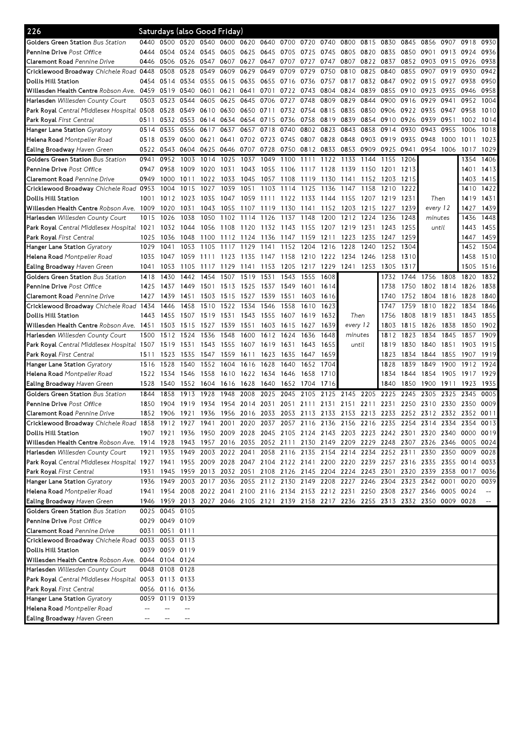## 226 Saturdays (also Good Friday)

| Stop | | | | | | | | | | | | | | | | | | |
|---|---|---|---|---|---|---|---|---|---|---|---|---|---|---|---|---|---|---|
| **Golders Green Station** *Bus Station* | 0440 | 0500 | 0520 | 0540 | 0600 | 0620 | 0640 | 0700 | 0720 | 0740 | 0800 | 0815 | 0830 | 0845 | 0856 | 0907 | 0918 | 0930 |
| **Pennine Drive** *Post Office* | 0444 | 0504 | 0524 | 0545 | 0605 | 0625 | 0645 | 0705 | 0725 | 0745 | 0805 | 0820 | 0835 | 0850 | 0901 | 0913 | 0924 | 0936 |
| **Claremont Road** *Pennine Drive* | 0446 | 0506 | 0526 | 0547 | 0607 | 0627 | 0647 | 0707 | 0727 | 0747 | 0807 | 0822 | 0837 | 0852 | 0903 | 0915 | 0926 | 0938 |
| **Cricklewood Broadway** *Chichele Road* | 0448 | 0508 | 0528 | 0549 | 0609 | 0629 | 0649 | 0709 | 0729 | 0750 | 0810 | 0825 | 0840 | 0855 | 0907 | 0919 | 0930 | 0942 |
| **Dollis Hill Station** | 0454 | 0514 | 0534 | 0555 | 0615 | 0635 | 0655 | 0716 | 0736 | 0757 | 0817 | 0832 | 0847 | 0902 | 0915 | 0927 | 0938 | 0950 |
| **Willesden Health Centre** *Robson Ave.* | 0459 | 0519 | 0540 | 0601 | 0621 | 0641 | 0701 | 0722 | 0743 | 0804 | 0824 | 0839 | 0855 | 0910 | 0923 | 0935 | 0946 | 0958 |
| **Harlesden** *Willesden County Court* | 0503 | 0523 | 0544 | 0605 | 0625 | 0645 | 0706 | 0727 | 0748 | 0809 | 0829 | 0844 | 0900 | 0916 | 0929 | 0941 | 0952 | 1004 |
| **Park Royal** *Central Middlesex Hospital* | 0508 | 0528 | 0549 | 0610 | 0630 | 0650 | 0711 | 0732 | 0754 | 0815 | 0835 | 0850 | 0906 | 0922 | 0935 | 0947 | 0958 | 1010 |
| **Park Royal** *First Central* | 0511 | 0532 | 0553 | 0614 | 0634 | 0654 | 0715 | 0736 | 0758 | 0819 | 0839 | 0854 | 0910 | 0926 | 0939 | 0951 | 1002 | 1014 |
| **Hanger Lane Station** *Gyratory* | 0514 | 0535 | 0556 | 0617 | 0637 | 0657 | 0718 | 0740 | 0802 | 0823 | 0843 | 0858 | 0914 | 0930 | 0943 | 0955 | 1006 | 1018 |
| **Helena Road** *Montpelier Road* | 0518 | 0539 | 0600 | 0621 | 0641 | 0702 | 0723 | 0745 | 0807 | 0828 | 0848 | 0903 | 0919 | 0935 | 0948 | 1000 | 1011 | 1023 |
| **Ealing Broadway** *Haven Green* | 0522 | 0543 | 0604 | 0625 | 0646 | 0707 | 0728 | 0750 | 0812 | 0833 | 0853 | 0909 | 0925 | 0941 | 0954 | 1006 | 1017 | 1029 |

| Stop | | | | | | | | | | | | | | | | | |
|---|---|---|---|---|---|---|---|---|---|---|---|---|---|---|---|---|---|
| **Golders Green Station** *Bus Station* | 0941 | 0952 | 1003 | 1014 | 1025 | 1037 | 1049 | 1100 | 1111 | 1122 | 1133 | 1144 | 1155 | 1206 | Then every 12 minutes until | 1354 | 1406 |
| **Pennine Drive** *Post Office* | 0947 | 0958 | 1009 | 1020 | 1031 | 1043 | 1055 | 1106 | 1117 | 1128 | 1139 | 1150 | 1201 | 1213 | | 1401 | 1413 |
| **Claremont Road** *Pennine Drive* | 0949 | 1000 | 1011 | 1022 | 1033 | 1045 | 1057 | 1108 | 1119 | 1130 | 1141 | 1152 | 1203 | 1215 | | 1403 | 1415 |
| **Cricklewood Broadway** *Chichele Road* | 0953 | 1004 | 1015 | 1027 | 1039 | 1051 | 1103 | 1114 | 1125 | 1136 | 1147 | 1158 | 1210 | 1222 | | 1410 | 1422 |
| **Dollis Hill Station** | 1001 | 1012 | 1023 | 1035 | 1047 | 1059 | 1111 | 1122 | 1133 | 1144 | 1155 | 1207 | 1219 | 1231 | | 1419 | 1431 |
| **Willesden Health Centre** *Robson Ave.* | 1009 | 1020 | 1031 | 1043 | 1055 | 1107 | 1119 | 1130 | 1141 | 1152 | 1203 | 1215 | 1227 | 1239 | | 1427 | 1439 |
| **Harlesden** *Willesden County Court* | 1015 | 1026 | 1038 | 1050 | 1102 | 1114 | 1126 | 1137 | 1148 | 1200 | 1212 | 1224 | 1236 | 1248 | | 1436 | 1448 |
| **Park Royal** *Central Middlesex Hospital* | 1021 | 1032 | 1044 | 1056 | 1108 | 1120 | 1132 | 1143 | 1155 | 1207 | 1219 | 1231 | 1243 | 1255 | | 1443 | 1455 |
| **Park Royal** *First Central* | 1025 | 1036 | 1048 | 1100 | 1112 | 1124 | 1136 | 1147 | 1159 | 1211 | 1223 | 1235 | 1247 | 1259 | | 1447 | 1459 |
| **Hanger Lane Station** *Gyratory* | 1029 | 1041 | 1053 | 1105 | 1117 | 1129 | 1141 | 1152 | 1204 | 1216 | 1228 | 1240 | 1252 | 1304 | | 1452 | 1504 |
| **Helena Road** *Montpelier Road* | 1035 | 1047 | 1059 | 1111 | 1123 | 1135 | 1147 | 1158 | 1210 | 1222 | 1234 | 1246 | 1258 | 1310 | | 1458 | 1510 |
| **Ealing Broadway** *Haven Green* | 1041 | 1053 | 1105 | 1117 | 1129 | 1141 | 1153 | 1205 | 1217 | 1229 | 1241 | 1253 | 1305 | 1317 | | 1505 | 1516 |

| Stop | | | | | | | | | | | | | | | | | |
|---|---|---|---|---|---|---|---|---|---|---|---|---|---|---|---|---|---|
| **Golders Green Station** *Bus Station* | 1418 | 1430 | 1442 | 1454 | 1507 | 1519 | 1531 | 1543 | 1555 | 1608 | Then every 12 minutes until | 1732 | 1744 | 1756 | 1808 | 1820 | 1832 |
| **Pennine Drive** *Post Office* | 1425 | 1437 | 1449 | 1501 | 1513 | 1525 | 1537 | 1549 | 1601 | 1614 | | 1738 | 1750 | 1802 | 1814 | 1826 | 1838 |
| **Claremont Road** *Pennine Drive* | 1427 | 1439 | 1451 | 1503 | 1515 | 1527 | 1539 | 1551 | 1603 | 1616 | | 1740 | 1752 | 1804 | 1816 | 1828 | 1840 |
| **Cricklewood Broadway** *Chichele Road* | 1434 | 1446 | 1458 | 1510 | 1522 | 1534 | 1546 | 1558 | 1610 | 1623 | | 1747 | 1759 | 1810 | 1822 | 1834 | 1846 |
| **Dollis Hill Station** | 1443 | 1455 | 1507 | 1519 | 1531 | 1543 | 1555 | 1607 | 1619 | 1632 | | 1756 | 1808 | 1819 | 1831 | 1843 | 1855 |
| **Willesden Health Centre** *Robson Ave.* | 1451 | 1503 | 1515 | 1527 | 1539 | 1551 | 1603 | 1615 | 1627 | 1639 | | 1803 | 1815 | 1826 | 1838 | 1850 | 1902 |
| **Harlesden** *Willesden County Court* | 1500 | 1512 | 1524 | 1536 | 1548 | 1600 | 1612 | 1624 | 1636 | 1648 | | 1812 | 1823 | 1834 | 1845 | 1857 | 1909 |
| **Park Royal** *Central Middlesex Hospital* | 1507 | 1519 | 1531 | 1543 | 1555 | 1607 | 1619 | 1631 | 1643 | 1655 | | 1819 | 1830 | 1840 | 1851 | 1903 | 1915 |
| **Park Royal** *First Central* | 1511 | 1523 | 1535 | 1547 | 1559 | 1611 | 1623 | 1635 | 1647 | 1659 | | 1823 | 1834 | 1844 | 1855 | 1907 | 1919 |
| **Hanger Lane Station** *Gyratory* | 1516 | 1528 | 1540 | 1552 | 1604 | 1616 | 1628 | 1640 | 1652 | 1704 | | 1828 | 1839 | 1849 | 1900 | 1912 | 1924 |
| **Helena Road** *Montpelier Road* | 1522 | 1534 | 1546 | 1558 | 1610 | 1622 | 1634 | 1646 | 1658 | 1710 | | 1834 | 1844 | 1854 | 1905 | 1917 | 1929 |
| **Ealing Broadway** *Haven Green* | 1528 | 1540 | 1552 | 1604 | 1616 | 1628 | 1640 | 1652 | 1704 | 1716 | | 1840 | 1850 | 1900 | 1911 | 1923 | 1935 |

| Stop | | | | | | | | | | | | | | | | | | |
|---|---|---|---|---|---|---|---|---|---|---|---|---|---|---|---|---|---|---|
| **Golders Green Station** *Bus Station* | 1844 | 1858 | 1913 | 1928 | 1948 | 2008 | 2025 | 2045 | 2105 | 2125 | 2145 | 2205 | 2225 | 2245 | 2305 | 2325 | 2345 | 0005 |
| **Pennine Drive** *Post Office* | 1850 | 1904 | 1919 | 1934 | 1954 | 2014 | 2031 | 2051 | 2111 | 2131 | 2151 | 2211 | 2231 | 2250 | 2310 | 2330 | 2350 | 0009 |
| **Claremont Road** *Pennine Drive* | 1852 | 1906 | 1921 | 1936 | 1956 | 2016 | 2033 | 2053 | 2113 | 2133 | 2153 | 2213 | 2233 | 2252 | 2312 | 2332 | 2352 | 0011 |
| **Cricklewood Broadway** *Chichele Road* | 1858 | 1912 | 1927 | 1941 | 2001 | 2020 | 2037 | 2057 | 2116 | 2136 | 2156 | 2216 | 2235 | 2254 | 2314 | 2334 | 2354 | 0013 |
| **Dollis Hill Station** | 1907 | 1921 | 1936 | 1950 | 2009 | 2028 | 2045 | 2105 | 2124 | 2143 | 2203 | 2223 | 2242 | 2301 | 2320 | 2340 | 0000 | 0019 |
| **Willesden Health Centre** *Robson Ave.* | 1914 | 1928 | 1943 | 1957 | 2016 | 2035 | 2052 | 2111 | 2130 | 2149 | 2209 | 2229 | 2248 | 2307 | 2326 | 2346 | 0005 | 0024 |
| **Harlesden** *Willesden County Court* | 1921 | 1935 | 1949 | 2003 | 2022 | 2041 | 2058 | 2116 | 2135 | 2154 | 2214 | 2234 | 2252 | 2311 | 2330 | 2350 | 0009 | 0028 |
| **Park Royal** *Central Middlesex Hospital* | 1927 | 1941 | 1955 | 2009 | 2028 | 2047 | 2104 | 2122 | 2141 | 2200 | 2220 | 2239 | 2257 | 2316 | 2335 | 2355 | 0014 | 0033 |
| **Park Royal** *First Central* | 1931 | 1945 | 1959 | 2013 | 2032 | 2051 | 2108 | 2126 | 2145 | 2204 | 2224 | 2243 | 2301 | 2320 | 2339 | 2358 | 0017 | 0036 |
| **Hanger Lane Station** *Gyratory* | 1936 | 1949 | 2003 | 2017 | 2036 | 2055 | 2112 | 2130 | 2149 | 2208 | 2227 | 2246 | 2304 | 2323 | 2342 | 0001 | 0020 | 0039 |
| **Helena Road** *Montpelier Road* | 1941 | 1954 | 2008 | 2022 | 2041 | 2100 | 2116 | 2134 | 2153 | 2212 | 2231 | 2250 | 2308 | 2327 | 2346 | 0005 | 0024 | -- |
| **Ealing Broadway** *Haven Green* | 1946 | 1959 | 2013 | 2027 | 2046 | 2105 | 2121 | 2139 | 2158 | 2217 | 2236 | 2255 | 2313 | 2332 | 2350 | 0009 | 0028 | -- |

| Stop | | | |
|---|---|---|---|
| **Golders Green Station** *Bus Station* | 0025 | 0045 | 0105 |
| **Pennine Drive** *Post Office* | 0029 | 0049 | 0109 |
| **Claremont Road** *Pennine Drive* | 0031 | 0051 | 0111 |
| **Cricklewood Broadway** *Chichele Road* | 0033 | 0053 | 0113 |
| **Dollis Hill Station** | 0039 | 0059 | 0119 |
| **Willesden Health Centre** *Robson Ave.* | 0044 | 0104 | 0124 |
| **Harlesden** *Willesden County Court* | 0048 | 0108 | 0128 |
| **Park Royal** *Central Middlesex Hospital* | 0053 | 0113 | 0133 |
| **Park Royal** *First Central* | 0056 | 0116 | 0136 |
| **Hanger Lane Station** *Gyratory* | 0059 | 0119 | 0139 |
| **Helena Road** *Montpelier Road* | -- | -- | -- |
| **Ealing Broadway** *Haven Green* | -- | -- | -- |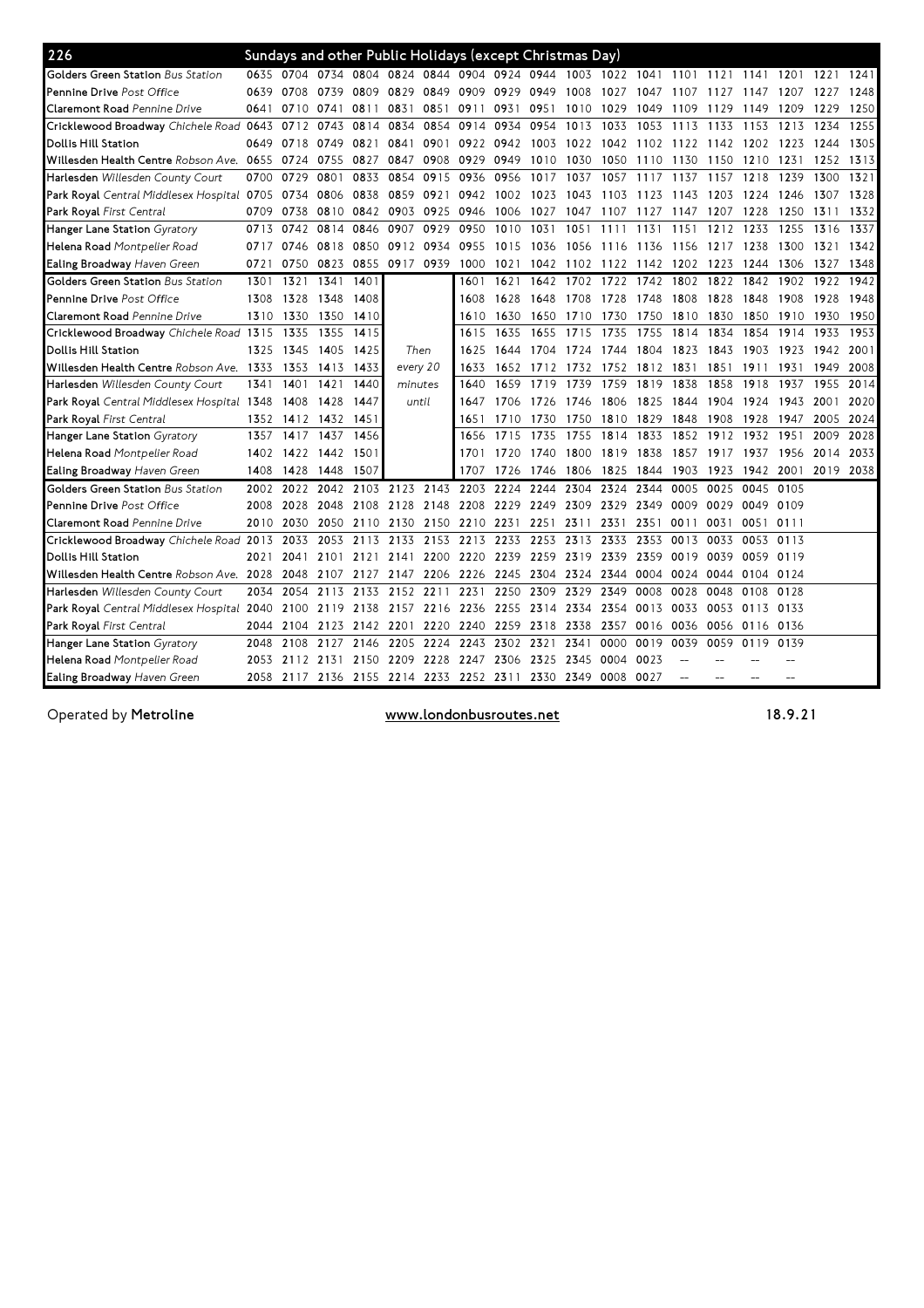## 226 Sundays and other Public Holidays (except Christmas Day)

| | | | | | | | | | | | | | | | | | | |
|---|---|---|---|---|---|---|---|---|---|---|---|---|---|---|---|---|---|---|
| **Golders Green Station** *Bus Station* | 0635 | 0704 | 0734 | 0804 | 0824 | 0844 | 0904 | 0924 | 0944 | 1003 | 1022 | 1041 | 1101 | 1121 | 1141 | 1201 | 1221 | 1241 |
| **Pennine Drive** *Post Office* | 0639 | 0708 | 0739 | 0809 | 0829 | 0849 | 0909 | 0929 | 0949 | 1008 | 1027 | 1047 | 1107 | 1127 | 1147 | 1207 | 1227 | 1248 |
| **Claremont Road** *Pennine Drive* | 0641 | 0710 | 0741 | 0811 | 0831 | 0851 | 0911 | 0931 | 0951 | 1010 | 1029 | 1049 | 1109 | 1129 | 1149 | 1209 | 1229 | 1250 |
| **Cricklewood Broadway** *Chichele Road* | 0643 | 0712 | 0743 | 0814 | 0834 | 0854 | 0914 | 0934 | 0954 | 1013 | 1033 | 1053 | 1113 | 1133 | 1153 | 1213 | 1234 | 1255 |
| **Dollis Hill Station** | 0649 | 0718 | 0749 | 0821 | 0841 | 0901 | 0922 | 0942 | 1003 | 1022 | 1042 | 1102 | 1122 | 1142 | 1202 | 1223 | 1244 | 1305 |
| **Willesden Health Centre** *Robson Ave.* | 0655 | 0724 | 0755 | 0827 | 0847 | 0908 | 0929 | 0949 | 1010 | 1030 | 1050 | 1110 | 1130 | 1150 | 1210 | 1231 | 1252 | 1313 |
| **Harlesden** *Willesden County Court* | 0700 | 0729 | 0801 | 0833 | 0854 | 0915 | 0936 | 0956 | 1017 | 1037 | 1057 | 1117 | 1137 | 1157 | 1218 | 1239 | 1300 | 1321 |
| **Park Royal** *Central Middlesex Hospital* | 0705 | 0734 | 0806 | 0838 | 0859 | 0921 | 0942 | 1002 | 1023 | 1043 | 1103 | 1123 | 1143 | 1203 | 1224 | 1246 | 1307 | 1328 |
| **Park Royal** *First Central* | 0709 | 0738 | 0810 | 0842 | 0903 | 0925 | 0946 | 1006 | 1027 | 1047 | 1107 | 1127 | 1147 | 1207 | 1228 | 1250 | 1311 | 1332 |
| **Hanger Lane Station** *Gyratory* | 0713 | 0742 | 0814 | 0846 | 0907 | 0929 | 0950 | 1010 | 1031 | 1051 | 1111 | 1131 | 1151 | 1212 | 1233 | 1255 | 1316 | 1337 |
| **Helena Road** *Montpelier Road* | 0717 | 0746 | 0818 | 0850 | 0912 | 0934 | 0955 | 1015 | 1036 | 1056 | 1116 | 1136 | 1156 | 1217 | 1238 | 1300 | 1321 | 1342 |
| **Ealing Broadway** *Haven Green* | 0721 | 0750 | 0823 | 0855 | 0917 | 0939 | 1000 | 1021 | 1042 | 1102 | 1122 | 1142 | 1202 | 1223 | 1244 | 1306 | 1327 | 1348 |
| **Golders Green Station** *Bus Station* | 1301 | 1321 | 1341 | 1401 | Then every 20 minutes until | | 1601 | 1621 | 1642 | 1702 | 1722 | 1742 | 1802 | 1822 | 1842 | 1902 | 1922 | 1942 |
| **Pennine Drive** *Post Office* | 1308 | 1328 | 1348 | 1408 | | | 1608 | 1628 | 1648 | 1708 | 1728 | 1748 | 1808 | 1828 | 1848 | 1908 | 1928 | 1948 |
| **Claremont Road** *Pennine Drive* | 1310 | 1330 | 1350 | 1410 | | | 1610 | 1630 | 1650 | 1710 | 1730 | 1750 | 1810 | 1830 | 1850 | 1910 | 1930 | 1950 |
| **Cricklewood Broadway** *Chichele Road* | 1315 | 1335 | 1355 | 1415 | | | 1615 | 1635 | 1655 | 1715 | 1735 | 1755 | 1814 | 1834 | 1854 | 1914 | 1933 | 1953 |
| **Dollis Hill Station** | 1325 | 1345 | 1405 | 1425 | | | 1625 | 1644 | 1704 | 1724 | 1744 | 1804 | 1823 | 1843 | 1903 | 1923 | 1942 | 2001 |
| **Willesden Health Centre** *Robson Ave.* | 1333 | 1353 | 1413 | 1433 | | | 1633 | 1652 | 1712 | 1732 | 1752 | 1812 | 1831 | 1851 | 1911 | 1931 | 1949 | 2008 |
| **Harlesden** *Willesden County Court* | 1341 | 1401 | 1421 | 1440 | | | 1640 | 1659 | 1719 | 1739 | 1759 | 1819 | 1838 | 1858 | 1918 | 1937 | 1955 | 2014 |
| **Park Royal** *Central Middlesex Hospital* | 1348 | 1408 | 1428 | 1447 | | | 1647 | 1706 | 1726 | 1746 | 1806 | 1825 | 1844 | 1904 | 1924 | 1943 | 2001 | 2020 |
| **Park Royal** *First Central* | 1352 | 1412 | 1432 | 1451 | | | 1651 | 1710 | 1730 | 1750 | 1810 | 1829 | 1848 | 1908 | 1928 | 1947 | 2005 | 2024 |
| **Hanger Lane Station** *Gyratory* | 1357 | 1417 | 1437 | 1456 | | | 1656 | 1715 | 1735 | 1755 | 1814 | 1833 | 1852 | 1912 | 1932 | 1951 | 2009 | 2028 |
| **Helena Road** *Montpelier Road* | 1402 | 1422 | 1442 | 1501 | | | 1701 | 1720 | 1740 | 1800 | 1819 | 1838 | 1857 | 1917 | 1937 | 1956 | 2014 | 2033 |
| **Ealing Broadway** *Haven Green* | 1408 | 1428 | 1448 | 1507 | | | 1707 | 1726 | 1746 | 1806 | 1825 | 1844 | 1903 | 1923 | 1942 | 2001 | 2019 | 2038 |
| **Golders Green Station** *Bus Station* | 2002 | 2022 | 2042 | 2103 | 2123 | 2143 | 2203 | 2224 | 2244 | 2304 | 2324 | 2344 | 0005 | 0025 | 0045 | 0105 | | |
| **Pennine Drive** *Post Office* | 2008 | 2028 | 2048 | 2108 | 2128 | 2148 | 2208 | 2229 | 2249 | 2309 | 2329 | 2349 | 0009 | 0029 | 0049 | 0109 | | |
| **Claremont Road** *Pennine Drive* | 2010 | 2030 | 2050 | 2110 | 2130 | 2150 | 2210 | 2231 | 2251 | 2311 | 2331 | 2351 | 0011 | 0031 | 0051 | 0111 | | |
| **Cricklewood Broadway** *Chichele Road* | 2013 | 2033 | 2053 | 2113 | 2133 | 2153 | 2213 | 2233 | 2253 | 2313 | 2333 | 2353 | 0013 | 0033 | 0053 | 0113 | | |
| **Dollis Hill Station** | 2021 | 2041 | 2101 | 2121 | 2141 | 2200 | 2220 | 2239 | 2259 | 2319 | 2339 | 2359 | 0019 | 0039 | 0059 | 0119 | | |
| **Willesden Health Centre** *Robson Ave.* | 2028 | 2048 | 2107 | 2127 | 2147 | 2206 | 2226 | 2245 | 2304 | 2324 | 2344 | 0004 | 0024 | 0044 | 0104 | 0124 | | |
| **Harlesden** *Willesden County Court* | 2034 | 2054 | 2113 | 2133 | 2152 | 2211 | 2231 | 2250 | 2309 | 2329 | 2349 | 0008 | 0028 | 0048 | 0108 | 0128 | | |
| **Park Royal** *Central Middlesex Hospital* | 2040 | 2100 | 2119 | 2138 | 2157 | 2216 | 2236 | 2255 | 2314 | 2334 | 2354 | 0013 | 0033 | 0053 | 0113 | 0133 | | |
| **Park Royal** *First Central* | 2044 | 2104 | 2123 | 2142 | 2201 | 2220 | 2240 | 2259 | 2318 | 2338 | 2357 | 0016 | 0036 | 0056 | 0116 | 0136 | | |
| **Hanger Lane Station** *Gyratory* | 2048 | 2108 | 2127 | 2146 | 2205 | 2224 | 2243 | 2302 | 2321 | 2341 | 0000 | 0019 | 0039 | 0059 | 0119 | 0139 | | |
| **Helena Road** *Montpelier Road* | 2053 | 2112 | 2131 | 2150 | 2209 | 2228 | 2247 | 2306 | 2325 | 2345 | 0004 | 0023 | -- | -- | -- | -- | | |
| **Ealing Broadway** *Haven Green* | 2058 | 2117 | 2136 | 2155 | 2214 | 2233 | 2252 | 2311 | 2330 | 2349 | 0008 | 0027 | -- | -- | -- | -- | | |

Operated by **Metroline** www.londonbusroutes.net 18.9.21